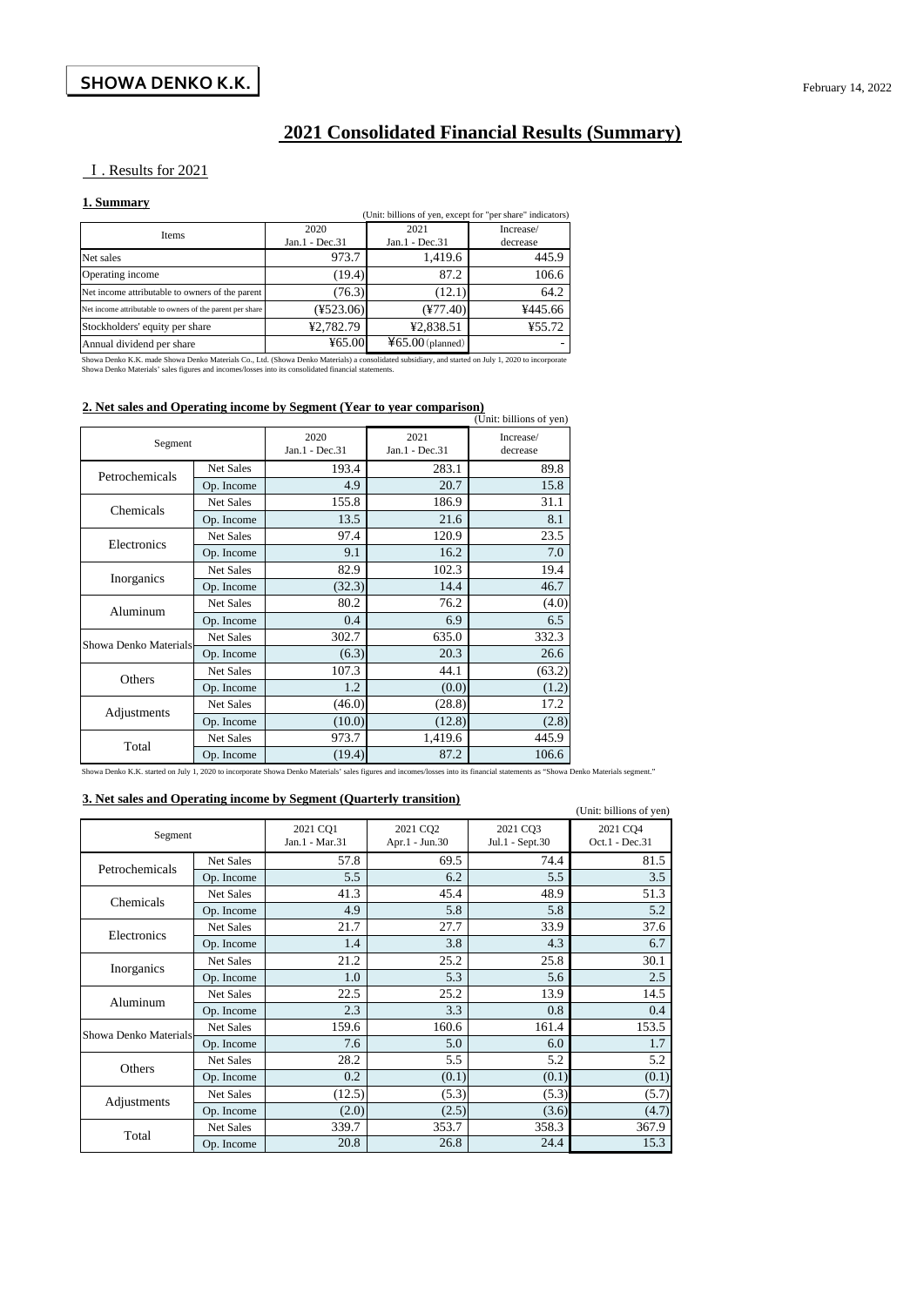SHOWA DENKO K.K.

February 14, 2022

# 2021 Consolidated Financial Results (Summary)

## Ⅰ. Results for 2021

### 1. Summary

(Unit: billions of yen, except for "per share" indicators)

| Items | 2020 Jan.1 - Dec.31 | 2021 Jan.1 - Dec.31 | Increase/ decrease |
|---|---|---|---|
| Net sales | 973.7 | 1,419.6 | 445.9 |
| Operating income | (19.4) | 87.2 | 106.6 |
| Net income attributable to owners of the parent | (76.3) | (12.1) | 64.2 |
| Net income attributable to owners of the parent per share | (¥523.06) | (¥77.40) | ¥445.66 |
| Stockholders' equity per share | ¥2,782.79 | ¥2,838.51 | ¥55.72 |
| Annual dividend per share | ¥65.00 | ¥65.00 (planned) | - |

Showa Denko K.K. made Showa Denko Materials Co., Ltd. (Showa Denko Materials) a consolidated subsidiary, and started on July 1, 2020 to incorporate Showa Denko Materials' sales figures and incomes/losses into its consolidated financial statements.

### 2. Net sales and Operating income by Segment (Year to year comparison)

(Unit: billions of yen)

| Segment | | 2020 Jan.1 - Dec.31 | 2021 Jan.1 - Dec.31 | Increase/ decrease |
|---|---|---|---|---|
| Petrochemicals | Net Sales | 193.4 | 283.1 | 89.8 |
| | Op. Income | 4.9 | 20.7 | 15.8 |
| Chemicals | Net Sales | 155.8 | 186.9 | 31.1 |
| | Op. Income | 13.5 | 21.6 | 8.1 |
| Electronics | Net Sales | 97.4 | 120.9 | 23.5 |
| | Op. Income | 9.1 | 16.2 | 7.0 |
| Inorganics | Net Sales | 82.9 | 102.3 | 19.4 |
| | Op. Income | (32.3) | 14.4 | 46.7 |
| Aluminum | Net Sales | 80.2 | 76.2 | (4.0) |
| | Op. Income | 0.4 | 6.9 | 6.5 |
| Showa Denko Materials | Net Sales | 302.7 | 635.0 | 332.3 |
| | Op. Income | (6.3) | 20.3 | 26.6 |
| Others | Net Sales | 107.3 | 44.1 | (63.2) |
| | Op. Income | 1.2 | (0.0) | (1.2) |
| Adjustments | Net Sales | (46.0) | (28.8) | 17.2 |
| | Op. Income | (10.0) | (12.8) | (2.8) |
| Total | Net Sales | 973.7 | 1,419.6 | 445.9 |
| | Op. Income | (19.4) | 87.2 | 106.6 |

Showa Denko K.K. started on July 1, 2020 to incorporate Showa Denko Materials' sales figures and incomes/losses into its financial statements as "Showa Denko Materials segment."

### 3. Net sales and Operating income by Segment (Quarterly transition)

(Unit: billions of yen)

| Segment | | 2021 CQ1 Jan.1 - Mar.31 | 2021 CQ2 Apr.1 - Jun.30 | 2021 CQ3 Jul.1 - Sept.30 | 2021 CQ4 Oct.1 - Dec.31 |
|---|---|---|---|---|---|
| Petrochemicals | Net Sales | 57.8 | 69.5 | 74.4 | 81.5 |
| | Op. Income | 5.5 | 6.2 | 5.5 | 3.5 |
| Chemicals | Net Sales | 41.3 | 45.4 | 48.9 | 51.3 |
| | Op. Income | 4.9 | 5.8 | 5.8 | 5.2 |
| Electronics | Net Sales | 21.7 | 27.7 | 33.9 | 37.6 |
| | Op. Income | 1.4 | 3.8 | 4.3 | 6.7 |
| Inorganics | Net Sales | 21.2 | 25.2 | 25.8 | 30.1 |
| | Op. Income | 1.0 | 5.3 | 5.6 | 2.5 |
| Aluminum | Net Sales | 22.5 | 25.2 | 13.9 | 14.5 |
| | Op. Income | 2.3 | 3.3 | 0.8 | 0.4 |
| Showa Denko Materials | Net Sales | 159.6 | 160.6 | 161.4 | 153.5 |
| | Op. Income | 7.6 | 5.0 | 6.0 | 1.7 |
| Others | Net Sales | 28.2 | 5.5 | 5.2 | 5.2 |
| | Op. Income | 0.2 | (0.1) | (0.1) | (0.1) |
| Adjustments | Net Sales | (12.5) | (5.3) | (5.3) | (5.7) |
| | Op. Income | (2.0) | (2.5) | (3.6) | (4.7) |
| Total | Net Sales | 339.7 | 353.7 | 358.3 | 367.9 |
| | Op. Income | 20.8 | 26.8 | 24.4 | 15.3 |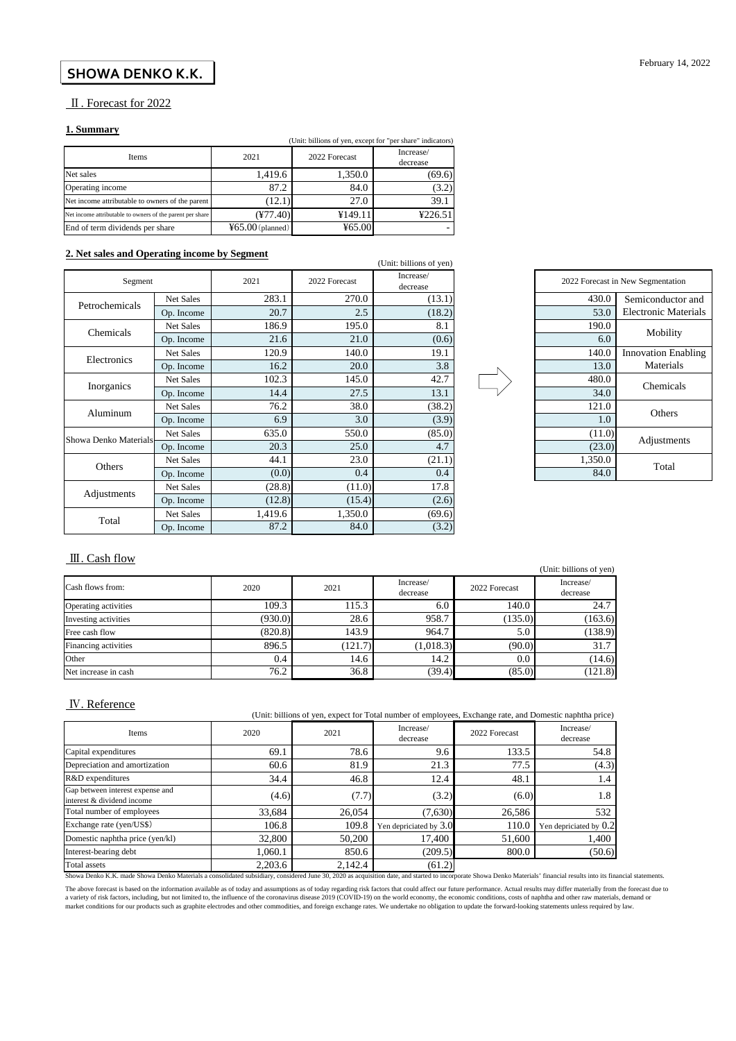February 14, 2022

**SHOWA DENKO K.K.**

## Ⅱ. Forecast for 2022

### 1. Summary

(Unit: billions of yen, except for "per share" indicators)

| Items | 2021 | 2022 Forecast | Increase/ decrease |
|---|---|---|---|
| Net sales | 1,419.6 | 1,350.0 | (69.6) |
| Operating income | 87.2 | 84.0 | (3.2) |
| Net income attributable to owners of the parent | (12.1) | 27.0 | 39.1 |
| Net income attributable to owners of the parent per share | (¥77.40) | ¥149.11 | ¥226.51 |
| End of term dividends per share | ¥65.00 (planned) | ¥65.00 | - |

### 2. Net sales and Operating income by Segment

(Unit: billions of yen)

| Segment | | 2021 | 2022 Forecast | Increase/ decrease |
|---|---|---|---|---|
| Petrochemicals | Net Sales | 283.1 | 270.0 | (13.1) |
| | Op. Income | 20.7 | 2.5 | (18.2) |
| Chemicals | Net Sales | 186.9 | 195.0 | 8.1 |
| | Op. Income | 21.6 | 21.0 | (0.6) |
| Electronics | Net Sales | 120.9 | 140.0 | 19.1 |
| | Op. Income | 16.2 | 20.0 | 3.8 |
| Inorganics | Net Sales | 102.3 | 145.0 | 42.7 |
| | Op. Income | 14.4 | 27.5 | 13.1 |
| Aluminum | Net Sales | 76.2 | 38.0 | (38.2) |
| | Op. Income | 6.9 | 3.0 | (3.9) |
| Showa Denko Materials | Net Sales | 635.0 | 550.0 | (85.0) |
| | Op. Income | 20.3 | 25.0 | 4.7 |
| Others | Net Sales | 44.1 | 23.0 | (21.1) |
| | Op. Income | (0.0) | 0.4 | 0.4 |
| Adjustments | Net Sales | (28.8) | (11.0) | 17.8 |
| | Op. Income | (12.8) | (15.4) | (2.6) |
| Total | Net Sales | 1,419.6 | 1,350.0 | (69.6) |
| | Op. Income | 87.2 | 84.0 | (3.2) |

| 2022 Forecast in New Segmentation | |
|---|---|
| 430.0 | Semiconductor and Electronic Materials |
| 53.0 | |
| 190.0 | Mobility |
| 6.0 | |
| 140.0 | Innovation Enabling Materials |
| 13.0 | |
| 480.0 | Chemicals |
| 34.0 | |
| 121.0 | Others |
| 1.0 | |
| (11.0) | Adjustments |
| (23.0) | |
| 1,350.0 | Total |
| 84.0 | |

## Ⅲ. Cash flow

(Unit: billions of yen)

| Cash flows from: | 2020 | 2021 | Increase/ decrease | 2022 Forecast | Increase/ decrease |
|---|---|---|---|---|---|
| Operating activities | 109.3 | 115.3 | 6.0 | 140.0 | 24.7 |
| Investing activities | (930.0) | 28.6 | 958.7 | (135.0) | (163.6) |
| Free cash flow | (820.8) | 143.9 | 964.7 | 5.0 | (138.9) |
| Financing activities | 896.5 | (121.7) | (1,018.3) | (90.0) | 31.7 |
| Other | 0.4 | 14.6 | 14.2 | 0.0 | (14.6) |
| Net increase in cash | 76.2 | 36.8 | (39.4) | (85.0) | (121.8) |

## Ⅳ. Reference

(Unit: billions of yen, expect for Total number of employees, Exchange rate, and Domestic naphtha price)

| Items | 2020 | 2021 | Increase/ decrease | 2022 Forecast | Increase/ decrease |
|---|---|---|---|---|---|
| Capital expenditures | 69.1 | 78.6 | 9.6 | 133.5 | 54.8 |
| Depreciation and amortization | 60.6 | 81.9 | 21.3 | 77.5 | (4.3) |
| R&D expenditures | 34.4 | 46.8 | 12.4 | 48.1 | 1.4 |
| Gap between interest expense and interest & dividend income | (4.6) | (7.7) | (3.2) | (6.0) | 1.8 |
| Total number of employees | 33,684 | 26,054 | (7,630) | 26,586 | 532 |
| Exchange rate (yen/US$) | 106.8 | 109.8 | Yen depriciated by 3.0 | 110.0 | Yen depriciated by 0.2 |
| Domestic naphtha price (yen/kl) | 32,800 | 50,200 | 17,400 | 51,600 | 1,400 |
| Interest-bearing debt | 1,060.1 | 850.6 | (209.5) | 800.0 | (50.6) |
| Total assets | 2,203.6 | 2,142.4 | (61.2) | | |

Showa Denko K.K. made Showa Denko Materials a consolidated subsidiary, considered June 30, 2020 as acquisition date, and started to incorporate Showa Denko Materials' financial results into its financial statements.

The above forecast is based on the information available as of today and assumptions as of today regarding risk factors that could affect our future performance. Actual results may differ materially from the forecast due to a variety of risk factors, including, but not limited to, the influence of the coronavirus disease 2019 (COVID-19) on the world economy, the economic conditions, costs of naphtha and other raw materials, demand or market conditions for our products such as graphite electrodes and other commodities, and foreign exchange rates. We undertake no obligation to update the forward-looking statements unless required by law.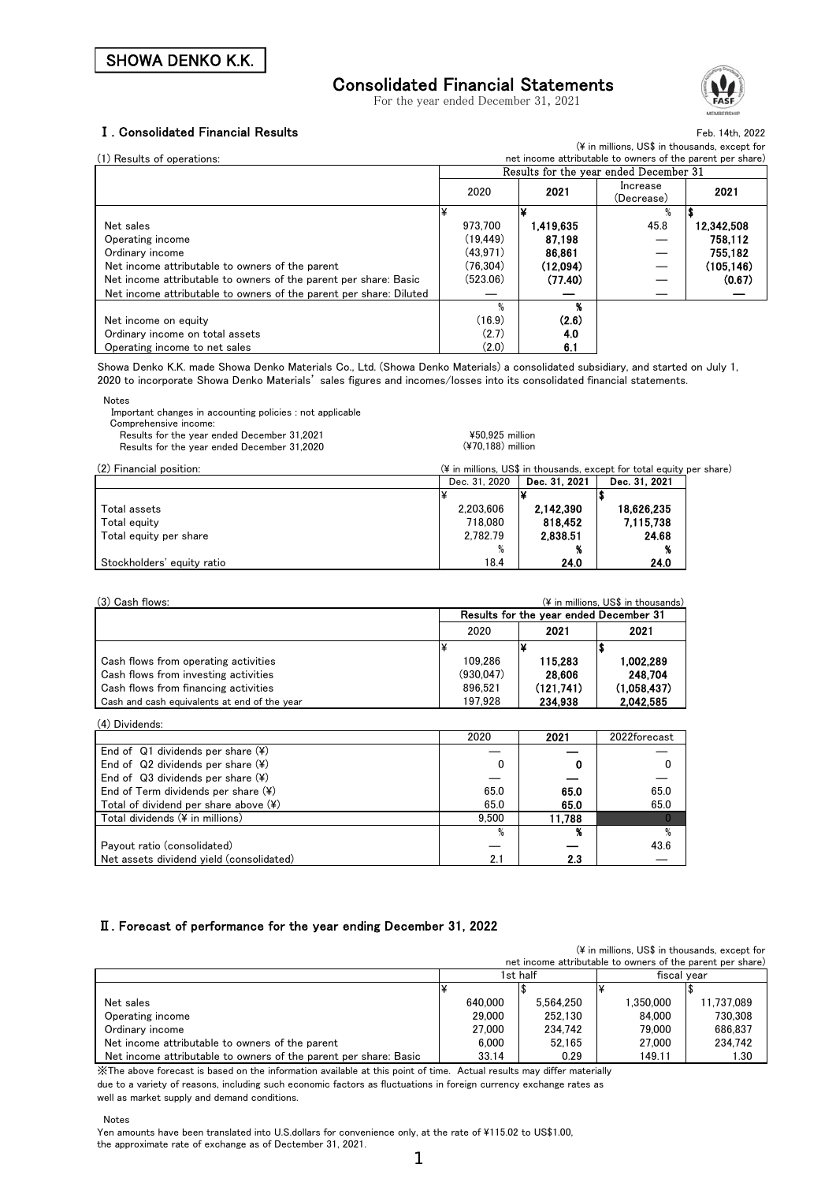SHOWA DENKO K.K.

# Consolidated Financial Statements

For the year ended December 31, 2021

## Ⅰ. Consolidated Financial Results

Feb. 14th, 2022

(1) Results of operations:

(¥ in millions, US$ in thousands, except for net income attributable to owners of the parent per share)

| | Results for the year ended December 31 | | | |
|---|---|---|---|---|
| | 2020 | 2021 | Increase (Decrease) | 2021 |
| | ¥ | ¥ | % | $ |
| Net sales | 973,700 | **1,419,635** | 45.8 | **12,342,508** |
| Operating income | (19,449) | **87,198** | — | **758,112** |
| Ordinary income | (43,971) | **86,861** | — | **755,182** |
| Net income attributable to owners of the parent | (76,304) | **(12,094)** | — | **(105,146)** |
| Net income attributable to owners of the parent per share: Basic | (523.06) | **(77.40)** | — | **(0.67)** |
| Net income attributable to owners of the parent per share: Diluted | — | — | — | — |
| | % | % | | |
| Net income on equity | (16.9) | **(2.6)** | | |
| Ordinary income on total assets | (2.7) | **4.0** | | |
| Operating income to net sales | (2.0) | **6.1** | | |

Showa Denko K.K. made Showa Denko Materials Co., Ltd. (Showa Denko Materials) a consolidated subsidiary, and started on July 1, 2020 to incorporate Showa Denko Materials' sales figures and incomes/losses into its consolidated financial statements.

Notes
Important changes in accounting policies : not applicable
Comprehensive income:
Results for the year ended December 31,2021 ¥50,925 million
Results for the year ended December 31,2020 (¥70,188) million

(2) Financial position:

(¥ in millions, US$ in thousands, except for total equity per share)

| | Dec. 31, 2020 | Dec. 31, 2021 | Dec. 31, 2021 |
|---|---|---|---|
| | ¥ | ¥ | $ |
| Total assets | 2,203,606 | **2,142,390** | **18,626,235** |
| Total equity | 718,080 | **818,452** | **7,115,738** |
| Total equity per share | 2,782.79 | **2,838.51** | **24.68** |
| | % | % | % |
| Stockholders' equity ratio | 18.4 | **24.0** | **24.0** |

(3) Cash flows:

(¥ in millions, US$ in thousands)

| | Results for the year ended December 31 | | |
|---|---|---|---|
| | 2020 | 2021 | 2021 |
| | ¥ | ¥ | $ |
| Cash flows from operating activities | 109,286 | **115,283** | **1,002,289** |
| Cash flows from investing activities | (930,047) | **28,606** | **248,704** |
| Cash flows from financing activities | 896,521 | **(121,741)** | **(1,058,437)** |
| Cash and cash equivalents at end of the year | 197,928 | **234,938** | **2,042,585** |

(4) Dividends:

| | 2020 | 2021 | 2022forecast |
|---|---|---|---|
| End of Q1 dividends per share (¥) | — | — | — |
| End of Q2 dividends per share (¥) | 0 | **0** | 0 |
| End of Q3 dividends per share (¥) | — | — | — |
| End of Term dividends per share (¥) | 65.0 | **65.0** | 65.0 |
| Total of dividend per share above (¥) | 65.0 | **65.0** | 65.0 |
| Total dividends (¥ in millions) | 9,500 | **11,788** | 0 |
| | % | % | % |
| Payout ratio (consolidated) | — | — | 43.6 |
| Net assets dividend yield (consolidated) | 2.1 | **2.3** | — |

## Ⅱ. Forecast of performance for the year ending December 31, 2022

(¥ in millions, US$ in thousands, except for net income attributable to owners of the parent per share)

| | 1st half | | fiscal year | |
|---|---|---|---|---|
| | ¥ | $ | ¥ | $ |
| Net sales | 640,000 | 5,564,250 | 1,350,000 | 11,737,089 |
| Operating income | 29,000 | 252,130 | 84,000 | 730,308 |
| Ordinary income | 27,000 | 234,742 | 79,000 | 686,837 |
| Net income attributable to owners of the parent | 6,000 | 52,165 | 27,000 | 234,742 |
| Net income attributable to owners of the parent per share: Basic | 33.14 | 0.29 | 149.11 | 1.30 |

※The above forecast is based on the information available at this point of time. Actual results may differ materially due to a variety of reasons, including such economic factors as fluctuations in foreign currency exchange rates as well as market supply and demand conditions.

Notes
Yen amounts have been translated into U.S.dollars for convenience only, at the rate of ¥115.02 to US$1.00, the approximate rate of exchange as of Dectember 31, 2021.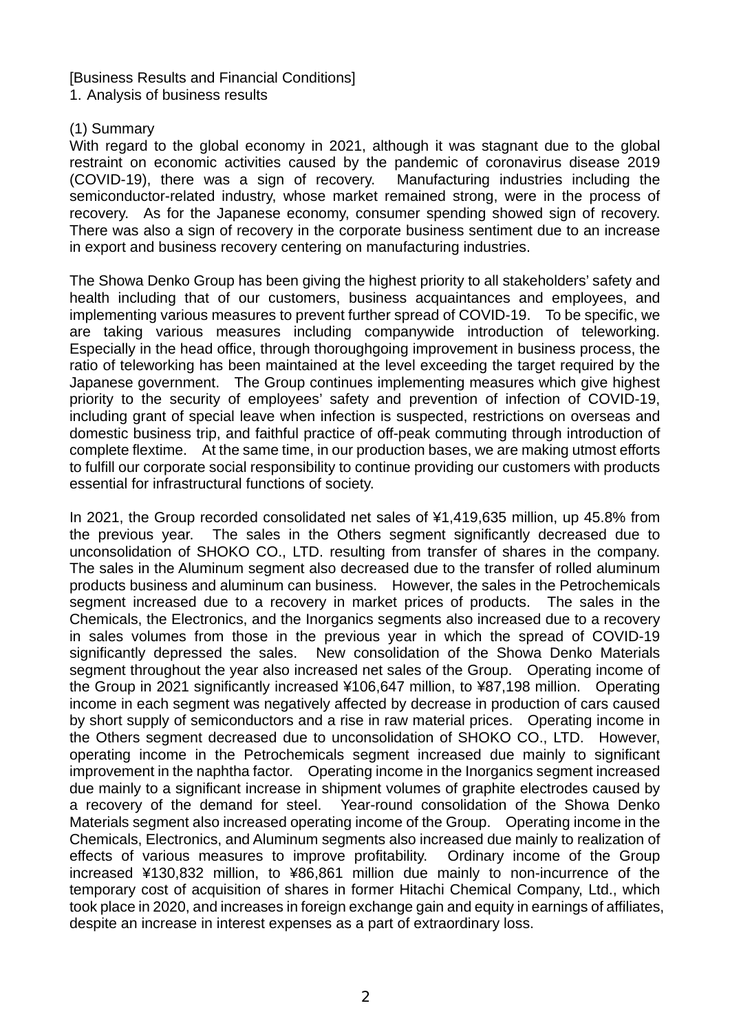[Business Results and Financial Conditions]

1. Analysis of business results

(1) Summary

With regard to the global economy in 2021, although it was stagnant due to the global restraint on economic activities caused by the pandemic of coronavirus disease 2019 (COVID-19), there was a sign of recovery. Manufacturing industries including the semiconductor-related industry, whose market remained strong, were in the process of recovery. As for the Japanese economy, consumer spending showed sign of recovery. There was also a sign of recovery in the corporate business sentiment due to an increase in export and business recovery centering on manufacturing industries.

The Showa Denko Group has been giving the highest priority to all stakeholders' safety and health including that of our customers, business acquaintances and employees, and implementing various measures to prevent further spread of COVID-19. To be specific, we are taking various measures including companywide introduction of teleworking. Especially in the head office, through thoroughgoing improvement in business process, the ratio of teleworking has been maintained at the level exceeding the target required by the Japanese government. The Group continues implementing measures which give highest priority to the security of employees' safety and prevention of infection of COVID-19, including grant of special leave when infection is suspected, restrictions on overseas and domestic business trip, and faithful practice of off-peak commuting through introduction of complete flextime. At the same time, in our production bases, we are making utmost efforts to fulfill our corporate social responsibility to continue providing our customers with products essential for infrastructural functions of society.

In 2021, the Group recorded consolidated net sales of ¥1,419,635 million, up 45.8% from the previous year. The sales in the Others segment significantly decreased due to unconsolidation of SHOKO CO., LTD. resulting from transfer of shares in the company. The sales in the Aluminum segment also decreased due to the transfer of rolled aluminum products business and aluminum can business. However, the sales in the Petrochemicals segment increased due to a recovery in market prices of products. The sales in the Chemicals, the Electronics, and the Inorganics segments also increased due to a recovery in sales volumes from those in the previous year in which the spread of COVID-19 significantly depressed the sales. New consolidation of the Showa Denko Materials segment throughout the year also increased net sales of the Group. Operating income of the Group in 2021 significantly increased ¥106,647 million, to ¥87,198 million. Operating income in each segment was negatively affected by decrease in production of cars caused by short supply of semiconductors and a rise in raw material prices. Operating income in the Others segment decreased due to unconsolidation of SHOKO CO., LTD. However, operating income in the Petrochemicals segment increased due mainly to significant improvement in the naphtha factor. Operating income in the Inorganics segment increased due mainly to a significant increase in shipment volumes of graphite electrodes caused by a recovery of the demand for steel. Year-round consolidation of the Showa Denko Materials segment also increased operating income of the Group. Operating income in the Chemicals, Electronics, and Aluminum segments also increased due mainly to realization of effects of various measures to improve profitability. Ordinary income of the Group increased ¥130,832 million, to ¥86,861 million due mainly to non-incurrence of the temporary cost of acquisition of shares in former Hitachi Chemical Company, Ltd., which took place in 2020, and increases in foreign exchange gain and equity in earnings of affiliates, despite an increase in interest expenses as a part of extraordinary loss.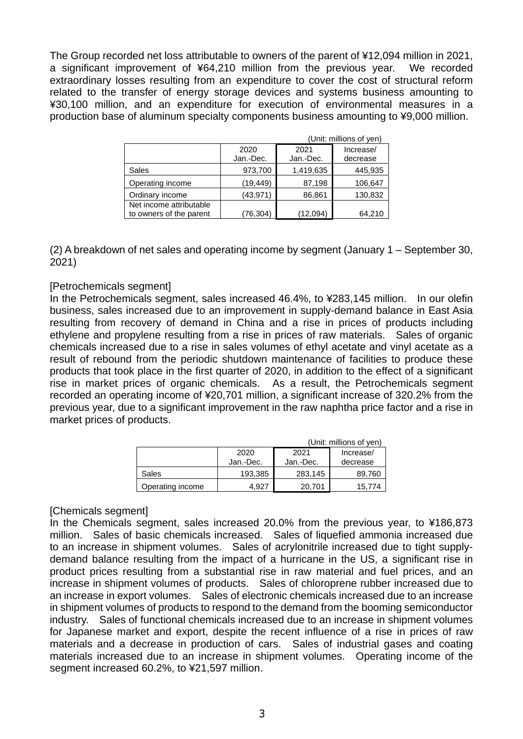The Group recorded net loss attributable to owners of the parent of ¥12,094 million in 2021, a significant improvement of ¥64,210 million from the previous year. We recorded extraordinary losses resulting from an expenditure to cover the cost of structural reform related to the transfer of energy storage devices and systems business amounting to ¥30,100 million, and an expenditure for execution of environmental measures in a production base of aluminum specialty components business amounting to ¥9,000 million.

(Unit: millions of yen)

| | 2020 Jan.-Dec. | 2021 Jan.-Dec. | Increase/ decrease |
|---|---|---|---|
| Sales | 973,700 | 1,419,635 | 445,935 |
| Operating income | (19,449) | 87,198 | 106,647 |
| Ordinary income | (43,971) | 86,861 | 130,832 |
| Net income attributable to owners of the parent | (76,304) | (12,094) | 64,210 |

(2) A breakdown of net sales and operating income by segment (January 1 – September 30, 2021)

[Petrochemicals segment]

In the Petrochemicals segment, sales increased 46.4%, to ¥283,145 million. In our olefin business, sales increased due to an improvement in supply-demand balance in East Asia resulting from recovery of demand in China and a rise in prices of products including ethylene and propylene resulting from a rise in prices of raw materials. Sales of organic chemicals increased due to a rise in sales volumes of ethyl acetate and vinyl acetate as a result of rebound from the periodic shutdown maintenance of facilities to produce these products that took place in the first quarter of 2020, in addition to the effect of a significant rise in market prices of organic chemicals. As a result, the Petrochemicals segment recorded an operating income of ¥20,701 million, a significant increase of 320.2% from the previous year, due to a significant improvement in the raw naphtha price factor and a rise in market prices of products.

(Unit: millions of yen)

| | 2020 Jan.-Dec. | 2021 Jan.-Dec. | Increase/ decrease |
|---|---|---|---|
| Sales | 193,385 | 283,145 | 89,760 |
| Operating income | 4,927 | 20,701 | 15,774 |

[Chemicals segment]

In the Chemicals segment, sales increased 20.0% from the previous year, to ¥186,873 million. Sales of basic chemicals increased. Sales of liquefied ammonia increased due to an increase in shipment volumes. Sales of acrylonitrile increased due to tight supply-demand balance resulting from the impact of a hurricane in the US, a significant rise in product prices resulting from a substantial rise in raw material and fuel prices, and an increase in shipment volumes of products. Sales of chloroprene rubber increased due to an increase in export volumes. Sales of electronic chemicals increased due to an increase in shipment volumes of products to respond to the demand from the booming semiconductor industry. Sales of functional chemicals increased due to an increase in shipment volumes for Japanese market and export, despite the recent influence of a rise in prices of raw materials and a decrease in production of cars. Sales of industrial gases and coating materials increased due to an increase in shipment volumes. Operating income of the segment increased 60.2%, to ¥21,597 million.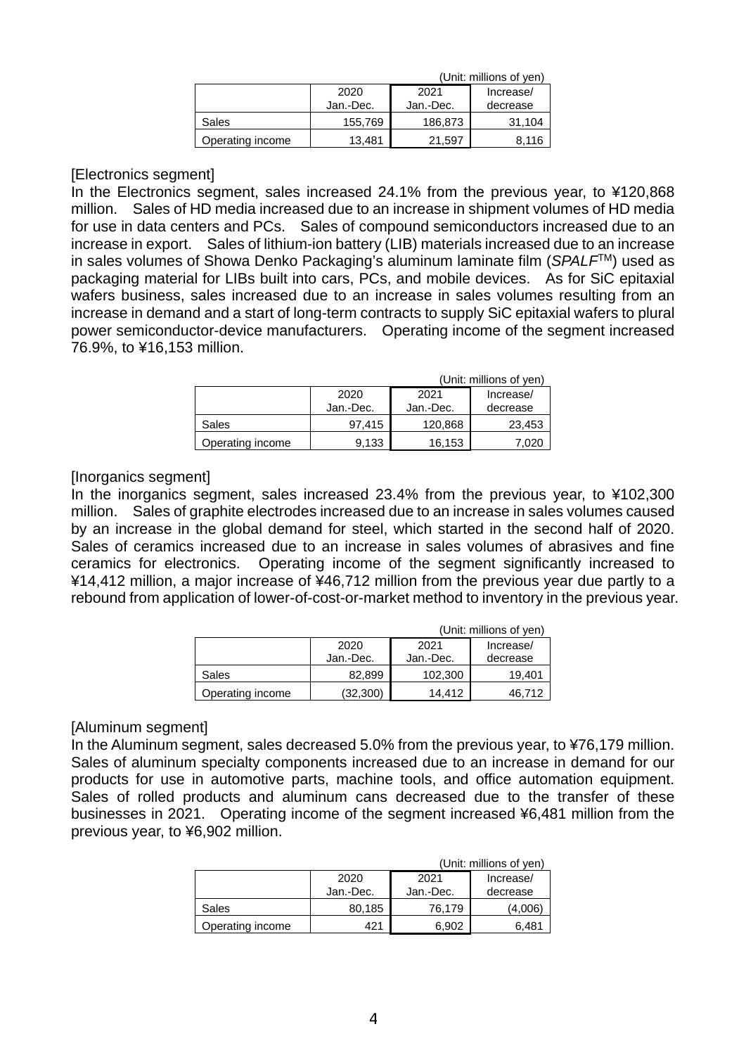(Unit: millions of yen)

| | 2020 Jan.-Dec. | 2021 Jan.-Dec. | Increase/ decrease |
|---|---|---|---|
| Sales | 155,769 | 186,873 | 31,104 |
| Operating income | 13,481 | 21,597 | 8,116 |

[Electronics segment]

In the Electronics segment, sales increased 24.1% from the previous year, to ¥120,868 million. Sales of HD media increased due to an increase in shipment volumes of HD media for use in data centers and PCs. Sales of compound semiconductors increased due to an increase in export. Sales of lithium-ion battery (LIB) materials increased due to an increase in sales volumes of Showa Denko Packaging's aluminum laminate film (*SPALF*™) used as packaging material for LIBs built into cars, PCs, and mobile devices. As for SiC epitaxial wafers business, sales increased due to an increase in sales volumes resulting from an increase in demand and a start of long-term contracts to supply SiC epitaxial wafers to plural power semiconductor-device manufacturers. Operating income of the segment increased 76.9%, to ¥16,153 million.

(Unit: millions of yen)

| | 2020 Jan.-Dec. | 2021 Jan.-Dec. | Increase/ decrease |
|---|---|---|---|
| Sales | 97,415 | 120,868 | 23,453 |
| Operating income | 9,133 | 16,153 | 7,020 |

[Inorganics segment]

In the inorganics segment, sales increased 23.4% from the previous year, to ¥102,300 million. Sales of graphite electrodes increased due to an increase in sales volumes caused by an increase in the global demand for steel, which started in the second half of 2020. Sales of ceramics increased due to an increase in sales volumes of abrasives and fine ceramics for electronics. Operating income of the segment significantly increased to ¥14,412 million, a major increase of ¥46,712 million from the previous year due partly to a rebound from application of lower-of-cost-or-market method to inventory in the previous year.

(Unit: millions of yen)

| | 2020 Jan.-Dec. | 2021 Jan.-Dec. | Increase/ decrease |
|---|---|---|---|
| Sales | 82,899 | 102,300 | 19,401 |
| Operating income | (32,300) | 14,412 | 46,712 |

[Aluminum segment]

In the Aluminum segment, sales decreased 5.0% from the previous year, to ¥76,179 million. Sales of aluminum specialty components increased due to an increase in demand for our products for use in automotive parts, machine tools, and office automation equipment. Sales of rolled products and aluminum cans decreased due to the transfer of these businesses in 2021. Operating income of the segment increased ¥6,481 million from the previous year, to ¥6,902 million.

(Unit: millions of yen)

| | 2020 Jan.-Dec. | 2021 Jan.-Dec. | Increase/ decrease |
|---|---|---|---|
| Sales | 80,185 | 76,179 | (4,006) |
| Operating income | 421 | 6,902 | 6,481 |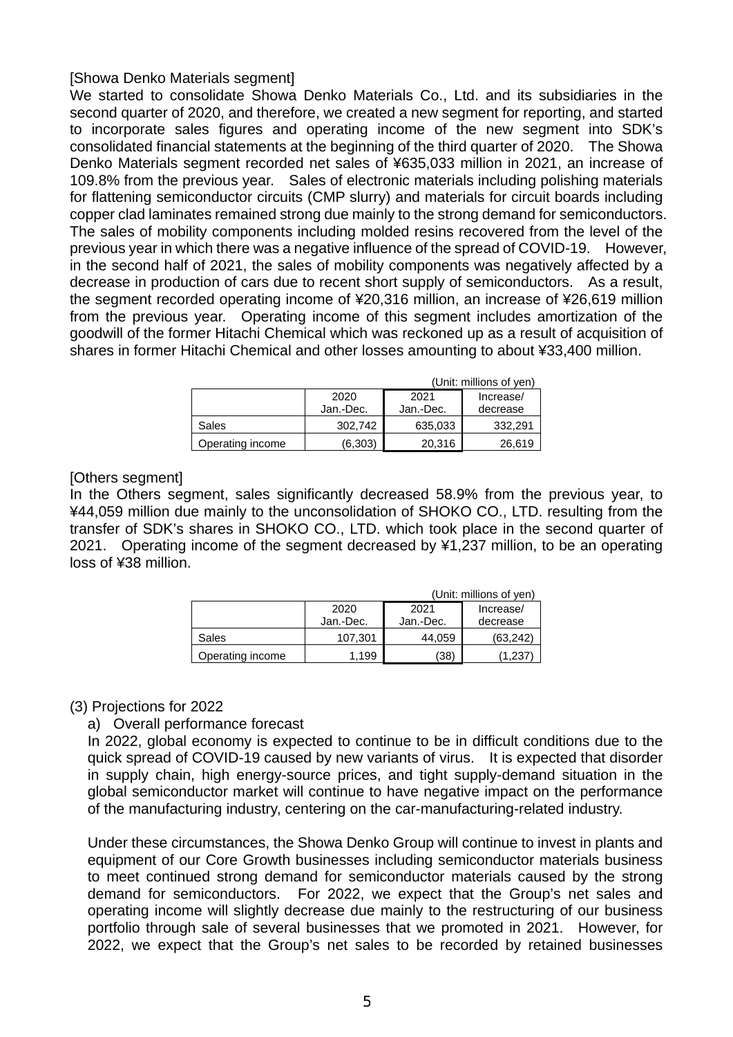[Showa Denko Materials segment]

We started to consolidate Showa Denko Materials Co., Ltd. and its subsidiaries in the second quarter of 2020, and therefore, we created a new segment for reporting, and started to incorporate sales figures and operating income of the new segment into SDK's consolidated financial statements at the beginning of the third quarter of 2020. The Showa Denko Materials segment recorded net sales of ¥635,033 million in 2021, an increase of 109.8% from the previous year. Sales of electronic materials including polishing materials for flattening semiconductor circuits (CMP slurry) and materials for circuit boards including copper clad laminates remained strong due mainly to the strong demand for semiconductors. The sales of mobility components including molded resins recovered from the level of the previous year in which there was a negative influence of the spread of COVID-19. However, in the second half of 2021, the sales of mobility components was negatively affected by a decrease in production of cars due to recent short supply of semiconductors. As a result, the segment recorded operating income of ¥20,316 million, an increase of ¥26,619 million from the previous year. Operating income of this segment includes amortization of the goodwill of the former Hitachi Chemical which was reckoned up as a result of acquisition of shares in former Hitachi Chemical and other losses amounting to about ¥33,400 million.

(Unit: millions of yen)

| | 2020 Jan.-Dec. | 2021 Jan.-Dec. | Increase/ decrease |
|---|---|---|---|
| Sales | 302,742 | 635,033 | 332,291 |
| Operating income | (6,303) | 20,316 | 26,619 |

[Others segment]

In the Others segment, sales significantly decreased 58.9% from the previous year, to ¥44,059 million due mainly to the unconsolidation of SHOKO CO., LTD. resulting from the transfer of SDK's shares in SHOKO CO., LTD. which took place in the second quarter of 2021. Operating income of the segment decreased by ¥1,237 million, to be an operating loss of ¥38 million.

(Unit: millions of yen)

| | 2020 Jan.-Dec. | 2021 Jan.-Dec. | Increase/ decrease |
|---|---|---|---|
| Sales | 107,301 | 44,059 | (63,242) |
| Operating income | 1,199 | (38) | (1,237) |

(3) Projections for 2022

a) Overall performance forecast

In 2022, global economy is expected to continue to be in difficult conditions due to the quick spread of COVID-19 caused by new variants of virus. It is expected that disorder in supply chain, high energy-source prices, and tight supply-demand situation in the global semiconductor market will continue to have negative impact on the performance of the manufacturing industry, centering on the car-manufacturing-related industry.

Under these circumstances, the Showa Denko Group will continue to invest in plants and equipment of our Core Growth businesses including semiconductor materials business to meet continued strong demand for semiconductor materials caused by the strong demand for semiconductors. For 2022, we expect that the Group's net sales and operating income will slightly decrease due mainly to the restructuring of our business portfolio through sale of several businesses that we promoted in 2021. However, for 2022, we expect that the Group's net sales to be recorded by retained businesses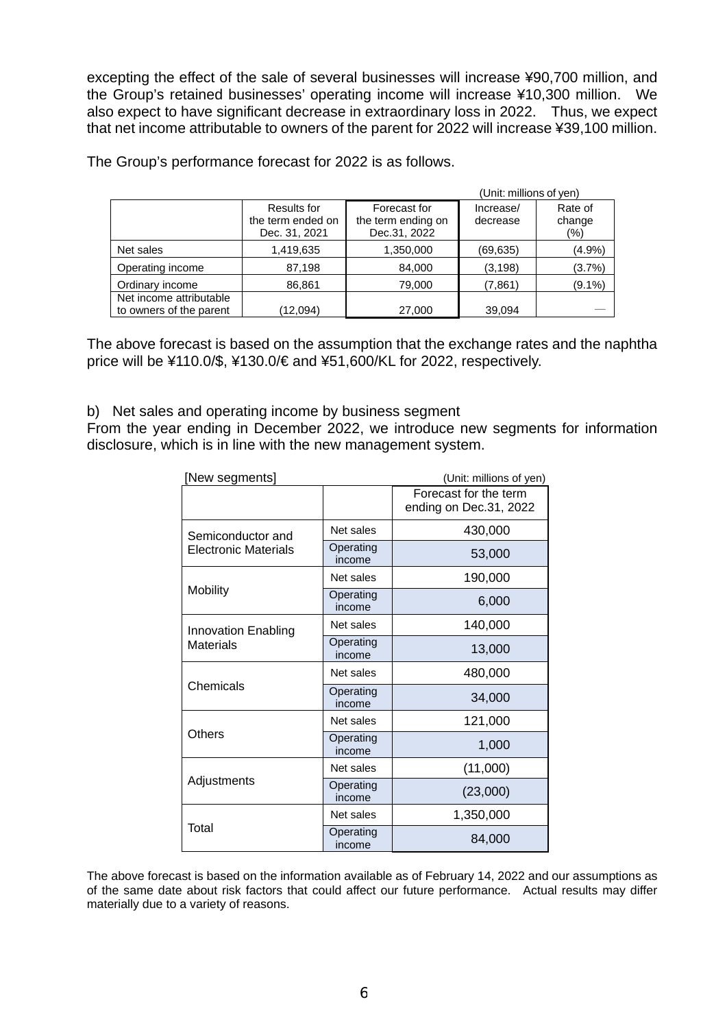excepting the effect of the sale of several businesses will increase ¥90,700 million, and the Group's retained businesses' operating income will increase ¥10,300 million. We also expect to have significant decrease in extraordinary loss in 2022. Thus, we expect that net income attributable to owners of the parent for 2022 will increase ¥39,100 million.

The Group's performance forecast for 2022 is as follows.

(Unit: millions of yen)

| | Results for the term ended on Dec. 31, 2021 | Forecast for the term ending on Dec.31, 2022 | Increase/ decrease | Rate of change (%) |
|---|---|---|---|---|
| Net sales | 1,419,635 | 1,350,000 | (69,635) | (4.9%) |
| Operating income | 87,198 | 84,000 | (3,198) | (3.7%) |
| Ordinary income | 86,861 | 79,000 | (7,861) | (9.1%) |
| Net income attributable to owners of the parent | (12,094) | 27,000 | 39,094 | — |

The above forecast is based on the assumption that the exchange rates and the naphtha price will be ¥110.0/$, ¥130.0/€ and ¥51,600/KL for 2022, respectively.

b) Net sales and operating income by business segment

From the year ending in December 2022, we introduce new segments for information disclosure, which is in line with the new management system.

[New segments] (Unit: millions of yen)

| | | Forecast for the term ending on Dec.31, 2022 |
|---|---|---|
| Semiconductor and Electronic Materials | Net sales | 430,000 |
| | Operating income | 53,000 |
| Mobility | Net sales | 190,000 |
| | Operating income | 6,000 |
| Innovation Enabling Materials | Net sales | 140,000 |
| | Operating income | 13,000 |
| Chemicals | Net sales | 480,000 |
| | Operating income | 34,000 |
| Others | Net sales | 121,000 |
| | Operating income | 1,000 |
| Adjustments | Net sales | (11,000) |
| | Operating income | (23,000) |
| Total | Net sales | 1,350,000 |
| | Operating income | 84,000 |

The above forecast is based on the information available as of February 14, 2022 and our assumptions as of the same date about risk factors that could affect our future performance. Actual results may differ materially due to a variety of reasons.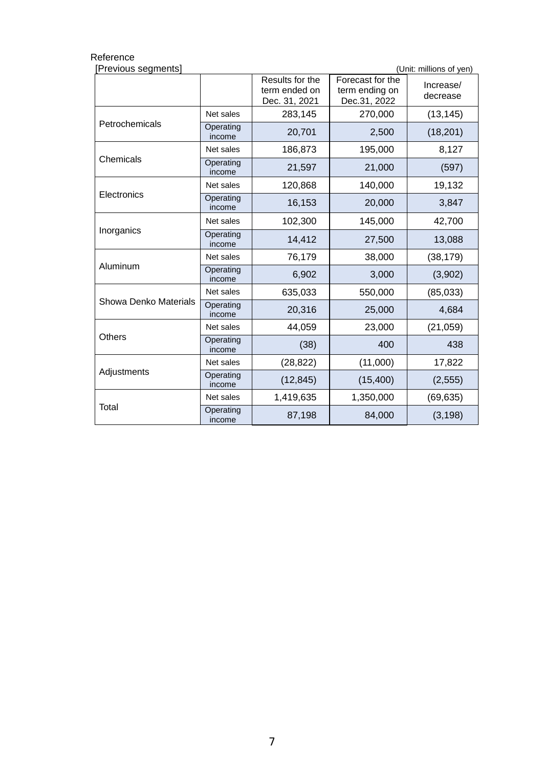Reference

[Previous segments]

(Unit: millions of yen)

| | | Results for the term ended on Dec. 31, 2021 | Forecast for the term ending on Dec.31, 2022 | Increase/ decrease |
|---|---|---|---|---|
| Petrochemicals | Net sales | 283,145 | 270,000 | (13,145) |
| | Operating income | 20,701 | 2,500 | (18,201) |
| Chemicals | Net sales | 186,873 | 195,000 | 8,127 |
| | Operating income | 21,597 | 21,000 | (597) |
| Electronics | Net sales | 120,868 | 140,000 | 19,132 |
| | Operating income | 16,153 | 20,000 | 3,847 |
| Inorganics | Net sales | 102,300 | 145,000 | 42,700 |
| | Operating income | 14,412 | 27,500 | 13,088 |
| Aluminum | Net sales | 76,179 | 38,000 | (38,179) |
| | Operating income | 6,902 | 3,000 | (3,902) |
| Showa Denko Materials | Net sales | 635,033 | 550,000 | (85,033) |
| | Operating income | 20,316 | 25,000 | 4,684 |
| Others | Net sales | 44,059 | 23,000 | (21,059) |
| | Operating income | (38) | 400 | 438 |
| Adjustments | Net sales | (28,822) | (11,000) | 17,822 |
| | Operating income | (12,845) | (15,400) | (2,555) |
| Total | Net sales | 1,419,635 | 1,350,000 | (69,635) |
| | Operating income | 87,198 | 84,000 | (3,198) |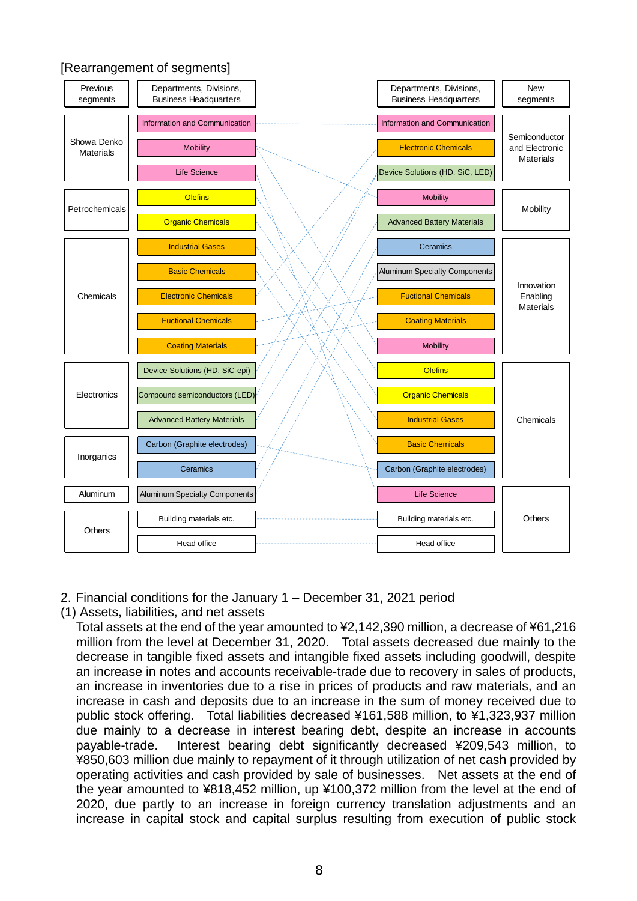[Rearrangement of segments]

| Previous segments | Departments, Divisions, Business Headquarters | Departments, Divisions, Business Headquarters | New segments |
|---|---|---|---|
| Showa Denko Materials | Information and Communication | Information and Communication | Semiconductor and Electronic Materials |
| | Mobility | Electronic Chemicals | |
| | Life Science | Device Solutions (HD, SiC, LED) | |
| Petrochemicals | Olefins | Mobility | Mobility |
| | Organic Chemicals | Advanced Battery Materials | |
| Chemicals | Industrial Gases | Ceramics | Innovation Enabling Materials |
| | Basic Chemicals | Aluminum Specialty Components | |
| | Electronic Chemicals | Fuctional Chemicals | |
| | Fuctional Chemicals | Coating Materials | |
| | Coating Materials | Mobility | |
| Electronics | Device Solutions (HD, SiC-epi) | Olefins | Chemicals |
| | Compound semiconductors (LED) | Organic Chemicals | |
| | Advanced Battery Materials | Industrial Gases | |
| Inorganics | Carbon (Graphite electrodes) | Basic Chemicals | |
| | Ceramics | Carbon (Graphite electrodes) | |
| Aluminum | Aluminum Specialty Components | Life Science | Others |
| Others | Building materials etc. | Building materials etc. | |
| | Head office | Head office | |

2. Financial conditions for the January 1 – December 31, 2021 period

(1) Assets, liabilities, and net assets

Total assets at the end of the year amounted to ¥2,142,390 million, a decrease of ¥61,216 million from the level at December 31, 2020. Total assets decreased due mainly to the decrease in tangible fixed assets and intangible fixed assets including goodwill, despite an increase in notes and accounts receivable-trade due to recovery in sales of products, an increase in inventories due to a rise in prices of products and raw materials, and an increase in cash and deposits due to an increase in the sum of money received due to public stock offering. Total liabilities decreased ¥161,588 million, to ¥1,323,937 million due mainly to a decrease in interest bearing debt, despite an increase in accounts payable-trade. Interest bearing debt significantly decreased ¥209,543 million, to ¥850,603 million due mainly to repayment of it through utilization of net cash provided by operating activities and cash provided by sale of businesses. Net assets at the end of the year amounted to ¥818,452 million, up ¥100,372 million from the level at the end of 2020, due partly to an increase in foreign currency translation adjustments and an increase in capital stock and capital surplus resulting from execution of public stock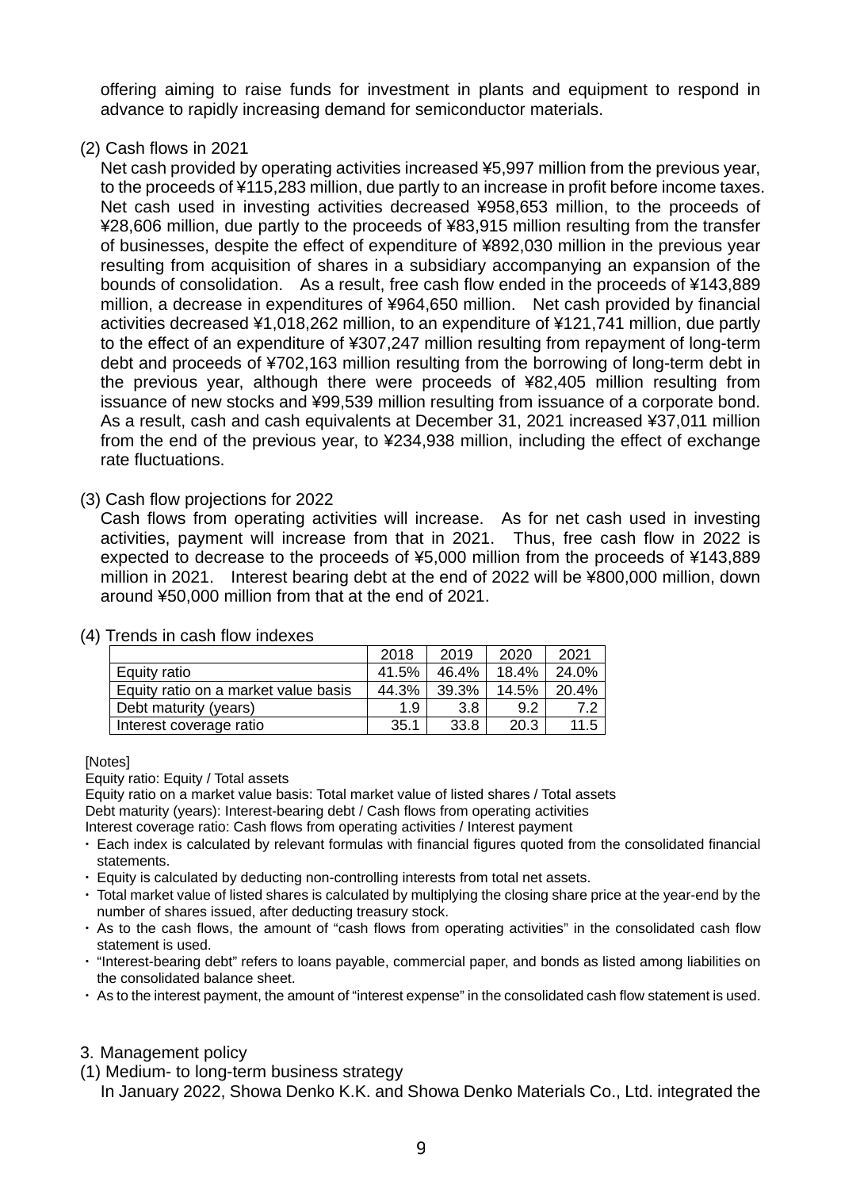offering aiming to raise funds for investment in plants and equipment to respond in advance to rapidly increasing demand for semiconductor materials.

(2) Cash flows in 2021

Net cash provided by operating activities increased ¥5,997 million from the previous year, to the proceeds of ¥115,283 million, due partly to an increase in profit before income taxes. Net cash used in investing activities decreased ¥958,653 million, to the proceeds of ¥28,606 million, due partly to the proceeds of ¥83,915 million resulting from the transfer of businesses, despite the effect of expenditure of ¥892,030 million in the previous year resulting from acquisition of shares in a subsidiary accompanying an expansion of the bounds of consolidation. As a result, free cash flow ended in the proceeds of ¥143,889 million, a decrease in expenditures of ¥964,650 million. Net cash provided by financial activities decreased ¥1,018,262 million, to an expenditure of ¥121,741 million, due partly to the effect of an expenditure of ¥307,247 million resulting from repayment of long-term debt and proceeds of ¥702,163 million resulting from the borrowing of long-term debt in the previous year, although there were proceeds of ¥82,405 million resulting from issuance of new stocks and ¥99,539 million resulting from issuance of a corporate bond. As a result, cash and cash equivalents at December 31, 2021 increased ¥37,011 million from the end of the previous year, to ¥234,938 million, including the effect of exchange rate fluctuations.

(3) Cash flow projections for 2022

Cash flows from operating activities will increase. As for net cash used in investing activities, payment will increase from that in 2021. Thus, free cash flow in 2022 is expected to decrease to the proceeds of ¥5,000 million from the proceeds of ¥143,889 million in 2021. Interest bearing debt at the end of 2022 will be ¥800,000 million, down around ¥50,000 million from that at the end of 2021.

(4) Trends in cash flow indexes

| | 2018 | 2019 | 2020 | 2021 |
|---|---|---|---|---|
| Equity ratio | 41.5% | 46.4% | 18.4% | 24.0% |
| Equity ratio on a market value basis | 44.3% | 39.3% | 14.5% | 20.4% |
| Debt maturity (years) | 1.9 | 3.8 | 9.2 | 7.2 |
| Interest coverage ratio | 35.1 | 33.8 | 20.3 | 11.5 |

[Notes]

Equity ratio: Equity / Total assets

Equity ratio on a market value basis: Total market value of listed shares / Total assets

Debt maturity (years): Interest-bearing debt / Cash flows from operating activities

Interest coverage ratio: Cash flows from operating activities / Interest payment

- Each index is calculated by relevant formulas with financial figures quoted from the consolidated financial statements.
- Equity is calculated by deducting non-controlling interests from total net assets.
- Total market value of listed shares is calculated by multiplying the closing share price at the year-end by the number of shares issued, after deducting treasury stock.
- As to the cash flows, the amount of "cash flows from operating activities" in the consolidated cash flow statement is used.
- "Interest-bearing debt" refers to loans payable, commercial paper, and bonds as listed among liabilities on the consolidated balance sheet.
- As to the interest payment, the amount of "interest expense" in the consolidated cash flow statement is used.

## 3. Management policy

(1) Medium- to long-term business strategy

In January 2022, Showa Denko K.K. and Showa Denko Materials Co., Ltd. integrated the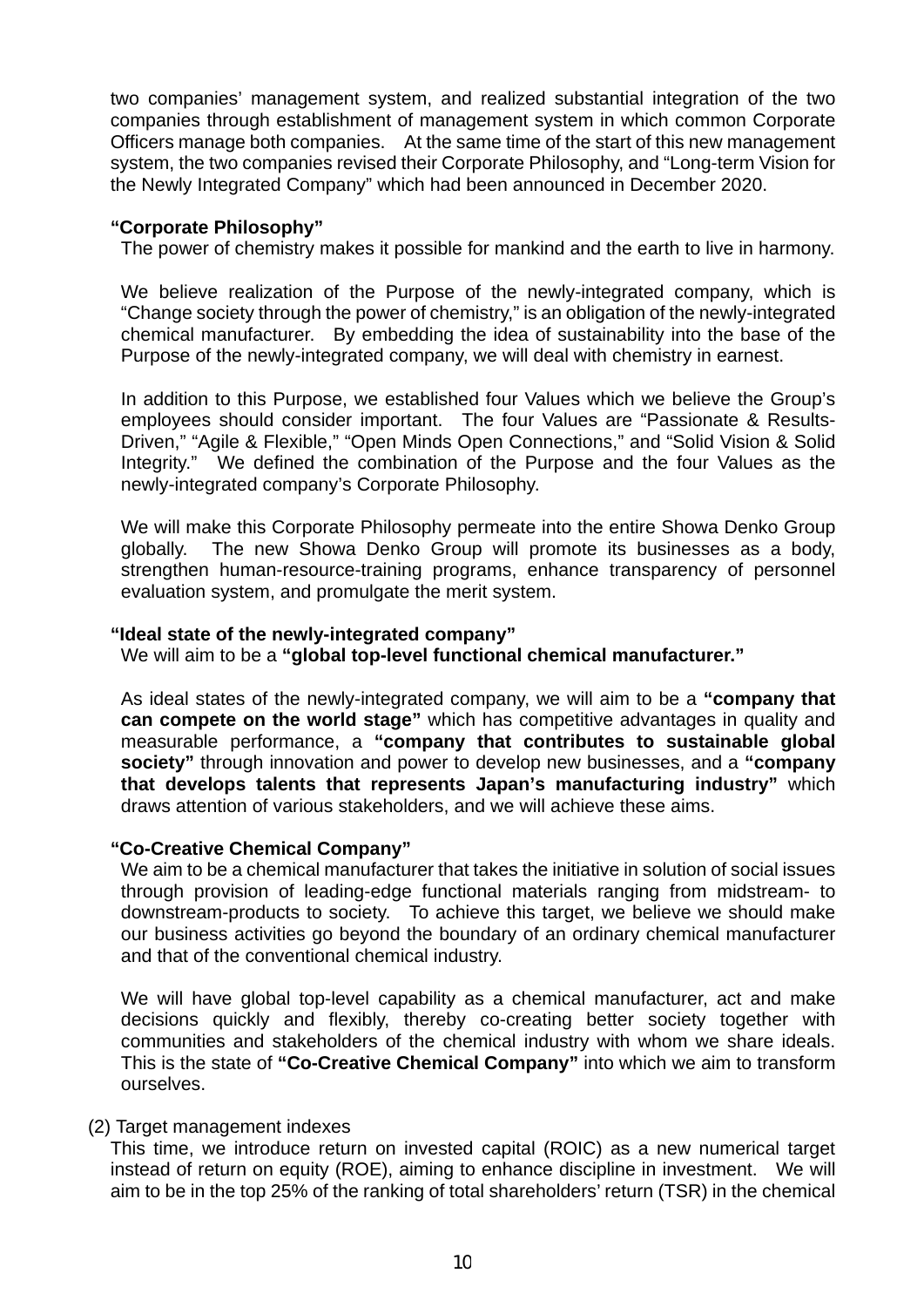two companies' management system, and realized substantial integration of the two companies through establishment of management system in which common Corporate Officers manage both companies. At the same time of the start of this new management system, the two companies revised their Corporate Philosophy, and "Long-term Vision for the Newly Integrated Company" which had been announced in December 2020.

**"Corporate Philosophy"**

The power of chemistry makes it possible for mankind and the earth to live in harmony.

We believe realization of the Purpose of the newly-integrated company, which is "Change society through the power of chemistry," is an obligation of the newly-integrated chemical manufacturer. By embedding the idea of sustainability into the base of the Purpose of the newly-integrated company, we will deal with chemistry in earnest.

In addition to this Purpose, we established four Values which we believe the Group's employees should consider important. The four Values are "Passionate & Results-Driven," "Agile & Flexible," "Open Minds Open Connections," and "Solid Vision & Solid Integrity." We defined the combination of the Purpose and the four Values as the newly-integrated company's Corporate Philosophy.

We will make this Corporate Philosophy permeate into the entire Showa Denko Group globally. The new Showa Denko Group will promote its businesses as a body, strengthen human-resource-training programs, enhance transparency of personnel evaluation system, and promulgate the merit system.

**"Ideal state of the newly-integrated company"**

We will aim to be a **"global top-level functional chemical manufacturer."**

As ideal states of the newly-integrated company, we will aim to be a **"company that can compete on the world stage"** which has competitive advantages in quality and measurable performance, a **"company that contributes to sustainable global society"** through innovation and power to develop new businesses, and a **"company that develops talents that represents Japan's manufacturing industry"** which draws attention of various stakeholders, and we will achieve these aims.

**"Co-Creative Chemical Company"**

We aim to be a chemical manufacturer that takes the initiative in solution of social issues through provision of leading-edge functional materials ranging from midstream- to downstream-products to society. To achieve this target, we believe we should make our business activities go beyond the boundary of an ordinary chemical manufacturer and that of the conventional chemical industry.

We will have global top-level capability as a chemical manufacturer, act and make decisions quickly and flexibly, thereby co-creating better society together with communities and stakeholders of the chemical industry with whom we share ideals. This is the state of **"Co-Creative Chemical Company"** into which we aim to transform ourselves.

(2) Target management indexes

This time, we introduce return on invested capital (ROIC) as a new numerical target instead of return on equity (ROE), aiming to enhance discipline in investment. We will aim to be in the top 25% of the ranking of total shareholders' return (TSR) in the chemical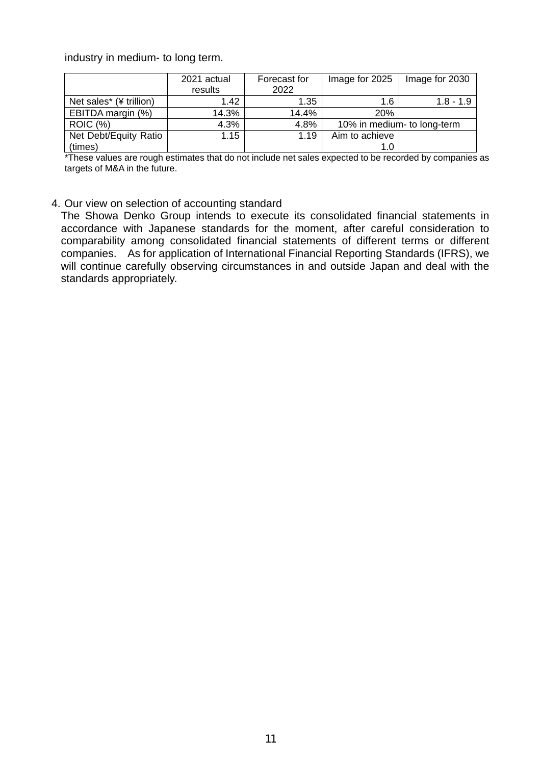industry in medium- to long term.

| | 2021 actual results | Forecast for 2022 | Image for 2025 | Image for 2030 |
|---|---|---|---|---|
| Net sales* (¥ trillion) | 1.42 | 1.35 | 1.6 | 1.8 - 1.9 |
| EBITDA margin (%) | 14.3% | 14.4% | 20% | |
| ROIC (%) | 4.3% | 4.8% | 10% in medium- to long-term | |
| Net Debt/Equity Ratio (times) | 1.15 | 1.19 | Aim to achieve 1.0 | |

*These values are rough estimates that do not include net sales expected to be recorded by companies as targets of M&A in the future.

4. Our view on selection of accounting standard

The Showa Denko Group intends to execute its consolidated financial statements in accordance with Japanese standards for the moment, after careful consideration to comparability among consolidated financial statements of different terms or different companies. As for application of International Financial Reporting Standards (IFRS), we will continue carefully observing circumstances in and outside Japan and deal with the standards appropriately.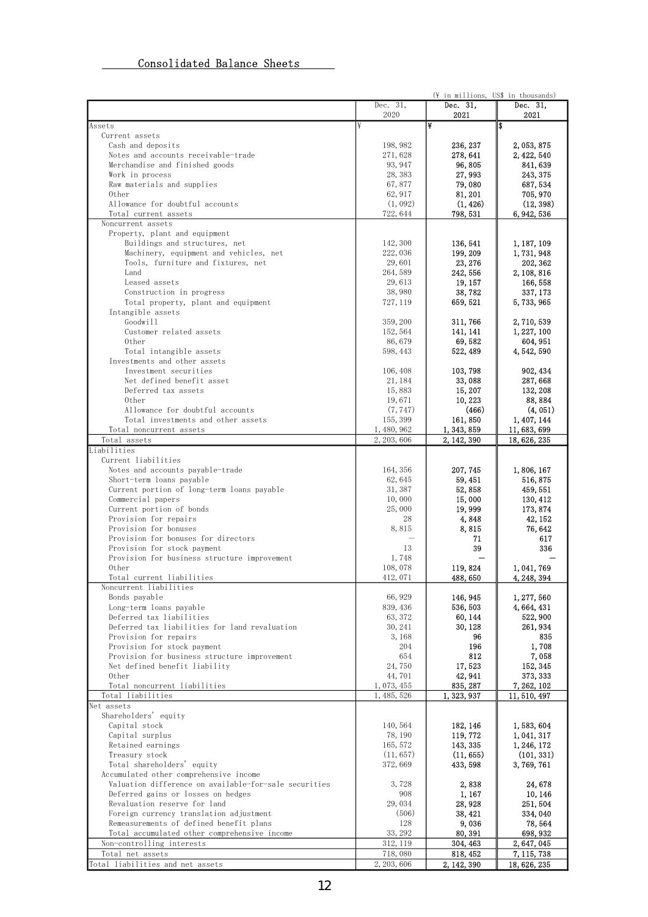## Consolidated Balance Sheets

(¥ in millions, US$ in thousands)

| | Dec. 31, 2020 | Dec. 31, 2021 | Dec. 31, 2021 |
|---|---|---|---|
| Assets | ¥ | ¥ | $ |
| Current assets | | | |
| Cash and deposits | 198,982 | 236,237 | 2,053,875 |
| Notes and accounts receivable-trade | 271,628 | 278,641 | 2,422,540 |
| Merchandise and finished goods | 93,947 | 96,805 | 841,639 |
| Work in process | 28,383 | 27,993 | 243,375 |
| Raw materials and supplies | 67,877 | 79,080 | 687,534 |
| Other | 62,917 | 81,201 | 705,970 |
| Allowance for doubtful accounts | (1,092) | (1,426) | (12,398) |
| Total current assets | 722,644 | 798,531 | 6,942,536 |
| Noncurrent assets | | | |
| Property, plant and equipment | | | |
| Buildings and structures, net | 142,300 | 136,541 | 1,187,109 |
| Machinery, equipment and vehicles, net | 222,036 | 199,209 | 1,731,948 |
| Tools, furniture and fixtures, net | 29,601 | 23,276 | 202,362 |
| Land | 264,589 | 242,556 | 2,108,816 |
| Leased assets | 29,613 | 19,157 | 166,558 |
| Construction in progress | 38,980 | 38,782 | 337,173 |
| Total property, plant and equipment | 727,119 | 659,521 | 5,733,965 |
| Intangible assets | | | |
| Goodwill | 359,200 | 311,766 | 2,710,539 |
| Customer related assets | 152,564 | 141,141 | 1,227,100 |
| Other | 86,679 | 69,582 | 604,951 |
| Total intangible assets | 598,443 | 522,489 | 4,542,590 |
| Investments and other assets | | | |
| Investment securities | 106,408 | 103,798 | 902,434 |
| Net defined benefit asset | 21,184 | 33,088 | 287,668 |
| Deferred tax assets | 15,883 | 15,207 | 132,208 |
| Other | 19,671 | 10,223 | 88,884 |
| Allowance for doubtful accounts | (7,747) | (466) | (4,051) |
| Total investments and other assets | 155,399 | 161,850 | 1,407,144 |
| Total noncurrent assets | 1,480,962 | 1,343,859 | 11,683,699 |
| Total assets | 2,203,606 | 2,142,390 | 18,626,235 |
| Liabilities | | | |
| Current liabilities | | | |
| Notes and accounts payable-trade | 164,356 | 207,745 | 1,806,167 |
| Short-term loans payable | 62,645 | 59,451 | 516,875 |
| Current portion of long-term loans payable | 31,387 | 52,858 | 459,551 |
| Commercial papers | 10,000 | 15,000 | 130,412 |
| Current portion of bonds | 25,000 | 19,999 | 173,874 |
| Provision for repairs | 28 | 4,848 | 42,152 |
| Provision for bonuses | 8,815 | 8,815 | 76,642 |
| Provision for bonuses for directors | — | 71 | 617 |
| Provision for stock payment | 13 | 39 | 336 |
| Provision for business structure improvement | 1,748 | — | — |
| Other | 108,078 | 119,824 | 1,041,769 |
| Total current liabilities | 412,071 | 488,650 | 4,248,394 |
| Noncurrent liabilities | | | |
| Bonds payable | 66,929 | 146,945 | 1,277,560 |
| Long-term loans payable | 839,436 | 536,503 | 4,664,431 |
| Deferred tax liabilities | 63,372 | 60,144 | 522,900 |
| Deferred tax liabilities for land revaluation | 30,241 | 30,128 | 261,934 |
| Provision for repairs | 3,168 | 96 | 835 |
| Provision for stock payment | 204 | 196 | 1,708 |
| Provision for business structure improvement | 654 | 812 | 7,058 |
| Net defined benefit liability | 24,750 | 17,523 | 152,345 |
| Other | 44,701 | 42,941 | 373,333 |
| Total noncurrent liabilities | 1,073,455 | 835,287 | 7,262,102 |
| Total liabilities | 1,485,526 | 1,323,937 | 11,510,497 |
| Net assets | | | |
| Shareholders' equity | | | |
| Capital stock | 140,564 | 182,146 | 1,583,604 |
| Capital surplus | 78,190 | 119,772 | 1,041,317 |
| Retained earnings | 165,572 | 143,335 | 1,246,172 |
| Treasury stock | (11,657) | (11,655) | (101,331) |
| Total shareholders' equity | 372,669 | 433,598 | 3,769,761 |
| Accumulated other comprehensive income | | | |
| Valuation difference on available-for-sale securities | 3,728 | 2,838 | 24,678 |
| Deferred gains or losses on hedges | 908 | 1,167 | 10,146 |
| Revaluation reserve for land | 29,034 | 28,928 | 251,504 |
| Foreign currency translation adjustment | (506) | 38,421 | 334,040 |
| Remeasurements of defined benefit plans | 128 | 9,036 | 78,564 |
| Total accumulated other comprehensive income | 33,292 | 80,391 | 698,932 |
| Non-controlling interests | 312,119 | 304,463 | 2,647,045 |
| Total net assets | 718,080 | 818,452 | 7,115,738 |
| Total liabilities and net assets | 2,203,606 | 2,142,390 | 18,626,235 |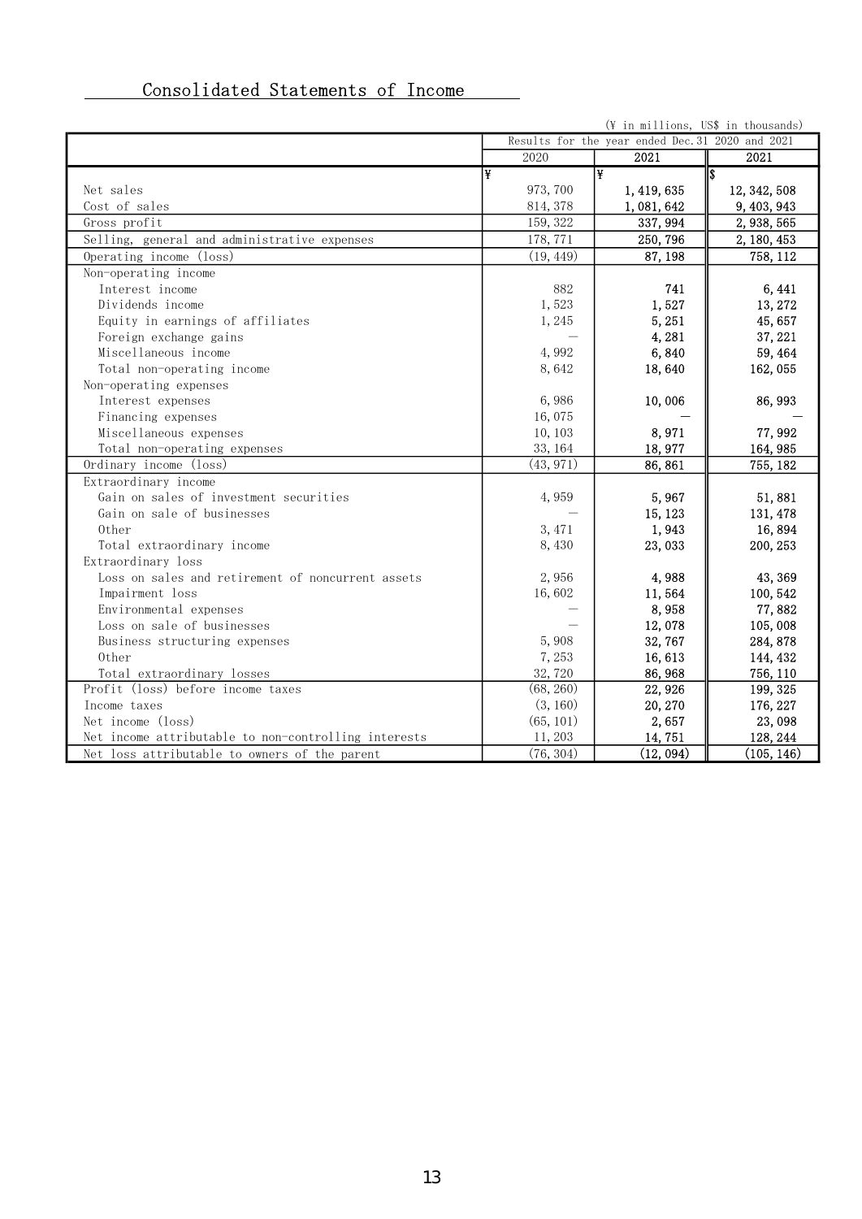## Consolidated Statements of Income

(¥ in millions, US$ in thousands)

| | Results for the year ended Dec.31 2020 and 2021 | | |
|---|---|---|---|
| | 2020 | 2021 | 2021 |
| | ¥ | ¥ | $ |
| Net sales | 973,700 | 1,419,635 | 12,342,508 |
| Cost of sales | 814,378 | 1,081,642 | 9,403,943 |
| Gross profit | 159,322 | 337,994 | 2,938,565 |
| Selling, general and administrative expenses | 178,771 | 250,796 | 2,180,453 |
| Operating income (loss) | (19,449) | 87,198 | 758,112 |
| Non-operating income | | | |
| Interest income | 882 | 741 | 6,441 |
| Dividends income | 1,523 | 1,527 | 13,272 |
| Equity in earnings of affiliates | 1,245 | 5,251 | 45,657 |
| Foreign exchange gains | — | 4,281 | 37,221 |
| Miscellaneous income | 4,992 | 6,840 | 59,464 |
| Total non-operating income | 8,642 | 18,640 | 162,055 |
| Non-operating expenses | | | |
| Interest expenses | 6,986 | 10,006 | 86,993 |
| Financing expenses | 16,075 | — | — |
| Miscellaneous expenses | 10,103 | 8,971 | 77,992 |
| Total non-operating expenses | 33,164 | 18,977 | 164,985 |
| Ordinary income (loss) | (43,971) | 86,861 | 755,182 |
| Extraordinary income | | | |
| Gain on sales of investment securities | 4,959 | 5,967 | 51,881 |
| Gain on sale of businesses | — | 15,123 | 131,478 |
| Other | 3,471 | 1,943 | 16,894 |
| Total extraordinary income | 8,430 | 23,033 | 200,253 |
| Extraordinary loss | | | |
| Loss on sales and retirement of noncurrent assets | 2,956 | 4,988 | 43,369 |
| Impairment loss | 16,602 | 11,564 | 100,542 |
| Environmental expenses | — | 8,958 | 77,882 |
| Loss on sale of businesses | — | 12,078 | 105,008 |
| Business structuring expenses | 5,908 | 32,767 | 284,878 |
| Other | 7,253 | 16,613 | 144,432 |
| Total extraordinary losses | 32,720 | 86,968 | 756,110 |
| Profit (loss) before income taxes | (68,260) | 22,926 | 199,325 |
| Income taxes | (3,160) | 20,270 | 176,227 |
| Net income (loss) | (65,101) | 2,657 | 23,098 |
| Net income attributable to non-controlling interests | 11,203 | 14,751 | 128,244 |
| Net loss attributable to owners of the parent | (76,304) | (12,094) | (105,146) |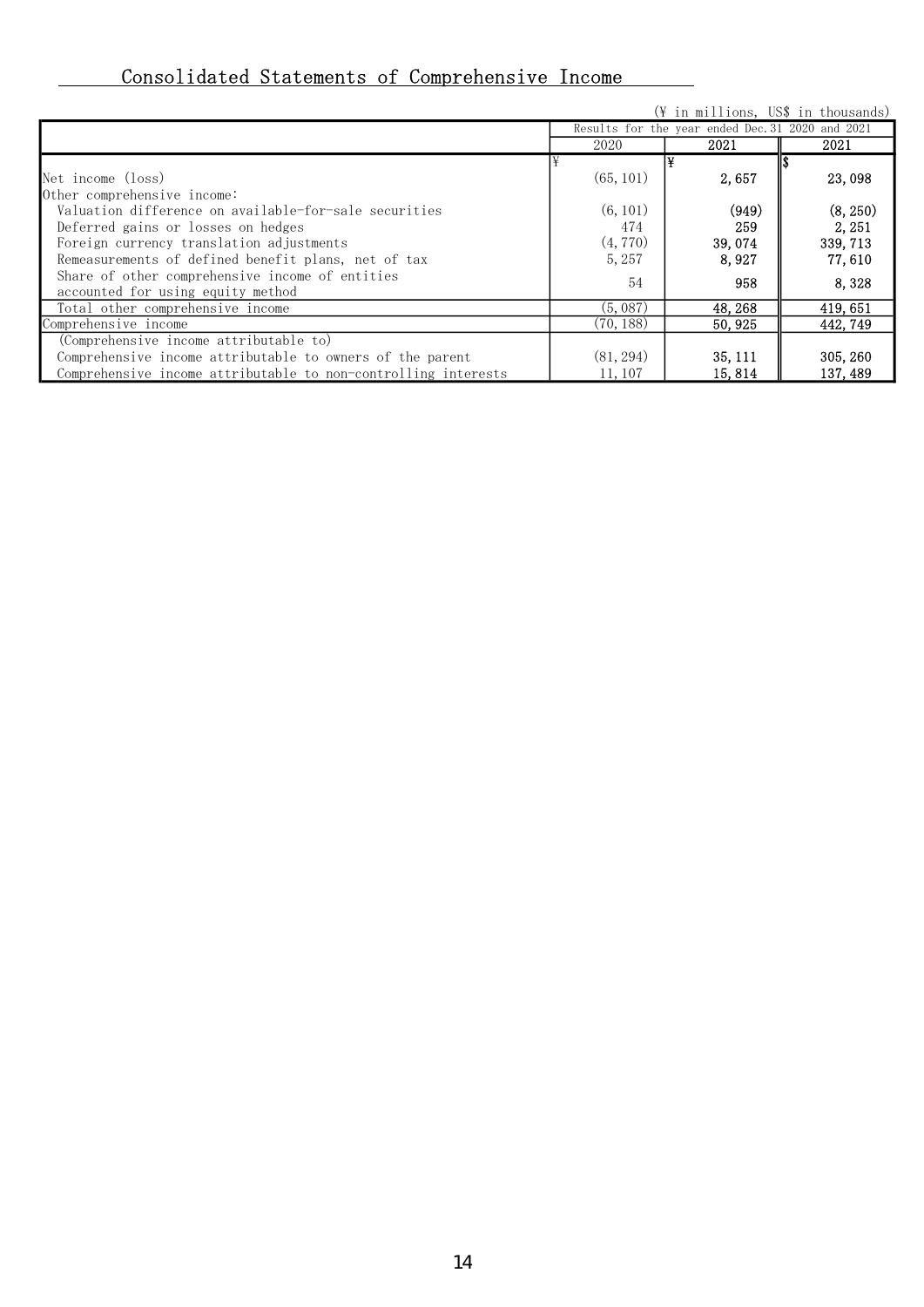## Consolidated Statements of Comprehensive Income

(¥ in millions, US$ in thousands)

| | Results for the year ended Dec.31 2020 and 2021 | | |
|---|---|---|---|
| | 2020 | 2021 | 2021 |
| | ¥ | ¥ | $ |
| Net income (loss) | (65,101) | 2,657 | 23,098 |
| Other comprehensive income: | | | |
| Valuation difference on available-for-sale securities | (6,101) | (949) | (8,250) |
| Deferred gains or losses on hedges | 474 | 259 | 2,251 |
| Foreign currency translation adjustments | (4,770) | 39,074 | 339,713 |
| Remeasurements of defined benefit plans, net of tax | 5,257 | 8,927 | 77,610 |
| Share of other comprehensive income of entities accounted for using equity method | 54 | 958 | 8,328 |
| Total other comprehensive income | (5,087) | 48,268 | 419,651 |
| Comprehensive income | (70,188) | 50,925 | 442,749 |
| (Comprehensive income attributable to) | | | |
| Comprehensive income attributable to owners of the parent | (81,294) | 35,111 | 305,260 |
| Comprehensive income attributable to non-controlling interests | 11,107 | 15,814 | 137,489 |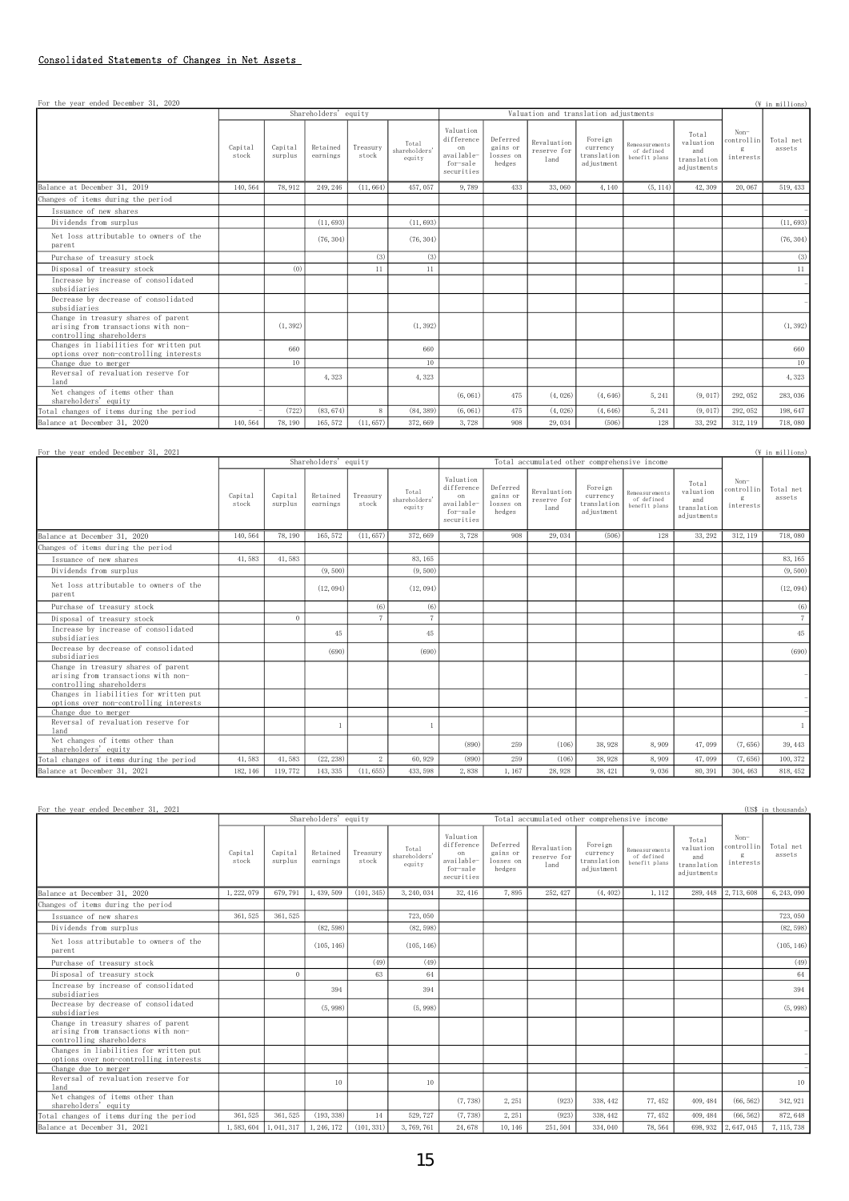## Consolidated Statements of Changes in Net Assets

For the year ended December 31, 2020 (¥ in millions)

| | Shareholders' equity | | | | | Valuation and translation adjustments | | | | | | | |
|---|---|---|---|---|---|---|---|---|---|---|---|---|---|
| | Capital stock | Capital surplus | Retained earnings | Treasury stock | Total shareholders' equity | Valuation difference on available-for-sale securities | Deferred gains or losses on hedges | Revaluation reserve for land | Foreign currency translation adjustment | Remeasurements of defined benefit plans | Total valuation and translation adjustments | Non-controlling interests | Total net assets |
| Balance at December 31, 2019 | 140,564 | 78,912 | 249,246 | (11,664) | 457,057 | 9,789 | 433 | 33,060 | 4,140 | (5,114) | 42,309 | 20,067 | 519,433 |
| Changes of items during the period | | | | | | | | | | | | | |
| Issuance of new shares | | | | | | | | | | | | | - |
| Dividends from surplus | | | (11,693) | | (11,693) | | | | | | | | (11,693) |
| Net loss attributable to owners of the parent | | | (76,304) | | (76,304) | | | | | | | | (76,304) |
| Purchase of treasury stock | | | | (3) | (3) | | | | | | | | (3) |
| Disposal of treasury stock | | (0) | | 11 | 11 | | | | | | | | 11 |
| Increase by increase of consolidated subsidiaries | | | | | | | | | | | | | - |
| Decrease by decrease of consolidated subsidiaries | | | | | | | | | | | | | - |
| Change in treasury shares of parent arising from transactions with non-controlling shareholders | | (1,392) | | | (1,392) | | | | | | | | (1,392) |
| Changes in liabilities for written put options over non-controlling interests | | 660 | | | 660 | | | | | | | | 660 |
| Change due to merger | | 10 | | | 10 | | | | | | | | 10 |
| Reversal of revaluation reserve for land | | | 4,323 | | 4,323 | | | | | | | | 4,323 |
| Net changes of items other than shareholders' equity | | | | | | (6,061) | 475 | (4,026) | (4,646) | 5,241 | (9,017) | 292,052 | 283,036 |
| Total changes of items during the period | - | (722) | (83,674) | 8 | (84,389) | (6,061) | 475 | (4,026) | (4,646) | 5,241 | (9,017) | 292,052 | 198,647 |
| Balance at December 31, 2020 | 140,564 | 78,190 | 165,572 | (11,657) | 372,669 | 3,728 | 908 | 29,034 | (506) | 128 | 33,292 | 312,119 | 718,080 |

For the year ended December 31, 2021 (¥ in millions)

| | Shareholders' equity | | | | | Total accumulated other comprehensive income | | | | | | | |
|---|---|---|---|---|---|---|---|---|---|---|---|---|---|
| | Capital stock | Capital surplus | Retained earnings | Treasury stock | Total shareholders' equity | Valuation difference on available-for-sale securities | Deferred gains or losses on hedges | Revaluation reserve for land | Foreign currency translation adjustment | Remeasurements of defined benefit plans | Total valuation and translation adjustments | Non-controlling interests | Total net assets |
| Balance at December 31, 2020 | 140,564 | 78,190 | 165,572 | (11,657) | 372,669 | 3,728 | 908 | 29,034 | (506) | 128 | 33,292 | 312,119 | 718,080 |
| Changes of items during the period | | | | | | | | | | | | | |
| Issuance of new shares | 41,583 | 41,583 | | | 83,165 | | | | | | | | 83,165 |
| Dividends from surplus | | | (9,500) | | (9,500) | | | | | | | | (9,500) |
| Net loss attributable to owners of the parent | | | (12,094) | | (12,094) | | | | | | | | (12,094) |
| Purchase of treasury stock | | | | (6) | (6) | | | | | | | | (6) |
| Disposal of treasury stock | | 0 | | 7 | 7 | | | | | | | | 7 |
| Increase by increase of consolidated subsidiaries | | | 45 | | 45 | | | | | | | | 45 |
| Decrease by decrease of consolidated subsidiaries | | | (690) | | (690) | | | | | | | | (690) |
| Change in treasury shares of parent arising from transactions with non-controlling shareholders | | | | | | | | | | | | | - |
| Changes in liabilities for written put options over non-controlling interests | | | | | | | | | | | | | - |
| Change due to merger | | | | | | | | | | | | | - |
| Reversal of revaluation reserve for land | | | 1 | | 1 | | | | | | | | 1 |
| Net changes of items other than shareholders' equity | | | | | | (890) | 259 | (106) | 38,928 | 8,909 | 47,099 | (7,656) | 39,443 |
| Total changes of items during the period | 41,583 | 41,583 | (22,238) | 2 | 60,929 | (890) | 259 | (106) | 38,928 | 8,909 | 47,099 | (7,656) | 100,372 |
| Balance at December 31, 2021 | 182,146 | 119,772 | 143,335 | (11,655) | 433,598 | 2,838 | 1,167 | 28,928 | 38,421 | 9,036 | 80,391 | 304,463 | 818,452 |

For the year ended December 31, 2021 (US$ in thousands)

| | Shareholders' equity | | | | | Total accumulated other comprehensive income | | | | | | | |
|---|---|---|---|---|---|---|---|---|---|---|---|---|---|
| | Capital stock | Capital surplus | Retained earnings | Treasury stock | Total shareholders' equity | Valuation difference on available-for-sale securities | Deferred gains or losses on hedges | Revaluation reserve for land | Foreign currency translation adjustment | Remeasurements of defined benefit plans | Total valuation and translation adjustments | Non-controlling interests | Total net assets |
| Balance at December 31, 2020 | 1,222,079 | 679,791 | 1,439,509 | (101,345) | 3,240,034 | 32,416 | 7,895 | 252,427 | (4,402) | 1,112 | 289,448 | 2,713,608 | 6,243,090 |
| Changes of items during the period | | | | | | | | | | | | | |
| Issuance of new shares | 361,525 | 361,525 | | | 723,050 | | | | | | | | 723,050 |
| Dividends from surplus | | | (82,598) | | (82,598) | | | | | | | | (82,598) |
| Net loss attributable to owners of the parent | | | (105,146) | | (105,146) | | | | | | | | (105,146) |
| Purchase of treasury stock | | | | (49) | (49) | | | | | | | | (49) |
| Disposal of treasury stock | | 0 | | 63 | 64 | | | | | | | | 64 |
| Increase by increase of consolidated subsidiaries | | | 394 | | 394 | | | | | | | | 394 |
| Decrease by decrease of consolidated subsidiaries | | | (5,998) | | (5,998) | | | | | | | | (5,998) |
| Change in treasury shares of parent arising from transactions with non-controlling shareholders | | | | | | | | | | | | | - |
| Changes in liabilities for written put options over non-controlling interests | | | | | | | | | | | | | - |
| Change due to merger | | | | | | | | | | | | | - |
| Reversal of revaluation reserve for land | | | 10 | | 10 | | | | | | | | 10 |
| Net changes of items other than shareholders' equity | | | | | | (7,738) | 2,251 | (923) | 338,442 | 77,452 | 409,484 | (66,562) | 342,921 |
| Total changes of items during the period | 361,525 | 361,525 | (193,338) | 14 | 529,727 | (7,738) | 2,251 | (923) | 338,442 | 77,452 | 409,484 | (66,562) | 872,648 |
| Balance at December 31, 2021 | 1,583,604 | 1,041,317 | 1,246,172 | (101,331) | 3,769,761 | 24,678 | 10,146 | 251,504 | 334,040 | 78,564 | 698,932 | 2,647,045 | 7,115,738 |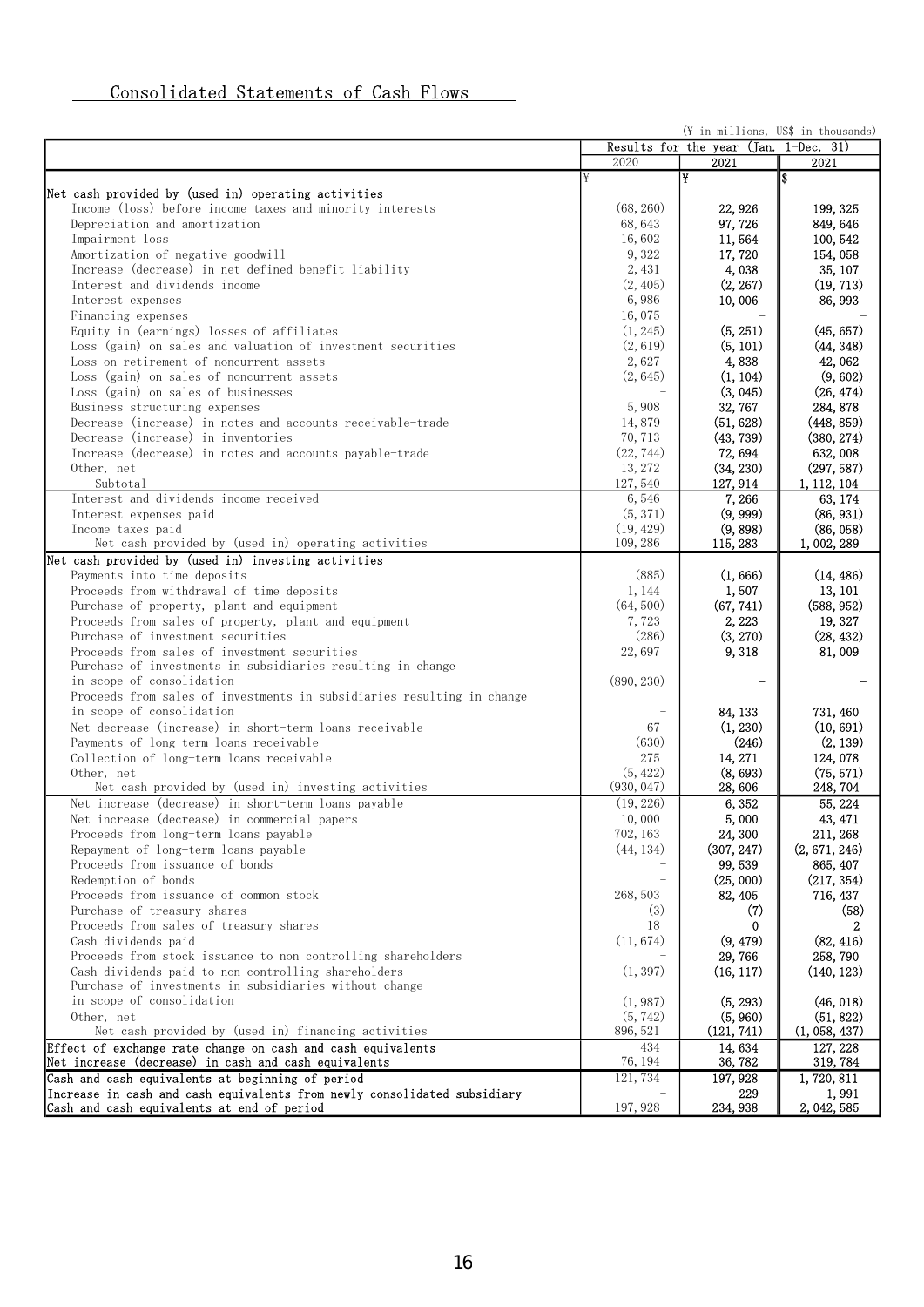## Consolidated Statements of Cash Flows

(¥ in millions, US$ in thousands)

| | Results for the year (Jan. 1-Dec. 31) | | |
|---|---|---|---|
| | 2020 | 2021 | 2021 |
| | ¥ | ¥ | $ |
| **Net cash provided by (used in) operating activities** | | | |
| Income (loss) before income taxes and minority interests | (68,260) | 22,926 | 199,325 |
| Depreciation and amortization | 68,643 | 97,726 | 849,646 |
| Impairment loss | 16,602 | 11,564 | 100,542 |
| Amortization of negative goodwill | 9,322 | 17,720 | 154,058 |
| Increase (decrease) in net defined benefit liability | 2,431 | 4,038 | 35,107 |
| Interest and dividends income | (2,405) | (2,267) | (19,713) |
| Interest expenses | 6,986 | 10,006 | 86,993 |
| Financing expenses | 16,075 | – | – |
| Equity in (earnings) losses of affiliates | (1,245) | (5,251) | (45,657) |
| Loss (gain) on sales and valuation of investment securities | (2,619) | (5,101) | (44,348) |
| Loss on retirement of noncurrent assets | 2,627 | 4,838 | 42,062 |
| Loss (gain) on sales of noncurrent assets | (2,645) | (1,104) | (9,602) |
| Loss (gain) on sales of businesses | – | (3,045) | (26,474) |
| Business structuring expenses | 5,908 | 32,767 | 284,878 |
| Decrease (increase) in notes and accounts receivable-trade | 14,879 | (51,628) | (448,859) |
| Decrease (increase) in inventories | 70,713 | (43,739) | (380,274) |
| Increase (decrease) in notes and accounts payable-trade | (22,744) | 72,694 | 632,008 |
| Other, net | 13,272 | (34,230) | (297,587) |
| Subtotal | 127,540 | 127,914 | 1,112,104 |
| Interest and dividends income received | 6,546 | 7,266 | 63,174 |
| Interest expenses paid | (5,371) | (9,999) | (86,931) |
| Income taxes paid | (19,429) | (9,898) | (86,058) |
| Net cash provided by (used in) operating activities | 109,286 | 115,283 | 1,002,289 |
| **Net cash provided by (used in) investing activities** | | | |
| Payments into time deposits | (885) | (1,666) | (14,486) |
| Proceeds from withdrawal of time deposits | 1,144 | 1,507 | 13,101 |
| Purchase of property, plant and equipment | (64,500) | (67,741) | (588,952) |
| Proceeds from sales of property, plant and equipment | 7,723 | 2,223 | 19,327 |
| Purchase of investment securities | (286) | (3,270) | (28,432) |
| Proceeds from sales of investment securities | 22,697 | 9,318 | 81,009 |
| Purchase of investments in subsidiaries resulting in change in scope of consolidation | (890,230) | – | – |
| Proceeds from sales of investments in subsidiaries resulting in change in scope of consolidation | – | 84,133 | 731,460 |
| Net decrease (increase) in short-term loans receivable | 67 | (1,230) | (10,691) |
| Payments of long-term loans receivable | (630) | (246) | (2,139) |
| Collection of long-term loans receivable | 275 | 14,271 | 124,078 |
| Other, net | (5,422) | (8,693) | (75,571) |
| Net cash provided by (used in) investing activities | (930,047) | 28,606 | 248,704 |
| Net increase (decrease) in short-term loans payable | (19,226) | 6,352 | 55,224 |
| Net increase (decrease) in commercial papers | 10,000 | 5,000 | 43,471 |
| Proceeds from long-term loans payable | 702,163 | 24,300 | 211,268 |
| Repayment of long-term loans payable | (44,134) | (307,247) | (2,671,246) |
| Proceeds from issuance of bonds | – | 99,539 | 865,407 |
| Redemption of bonds | – | (25,000) | (217,354) |
| Proceeds from issuance of common stock | 268,503 | 82,405 | 716,437 |
| Purchase of treasury shares | (3) | (7) | (58) |
| Proceeds from sales of treasury shares | 18 | 0 | 2 |
| Cash dividends paid | (11,674) | (9,479) | (82,416) |
| Proceeds from stock issuance to non controlling shareholders | – | 29,766 | 258,790 |
| Cash dividends paid to non controlling shareholders | (1,397) | (16,117) | (140,123) |
| Purchase of investments in subsidiaries without change in scope of consolidation | (1,987) | (5,293) | (46,018) |
| Other, net | (5,742) | (5,960) | (51,822) |
| Net cash provided by (used in) financing activities | 896,521 | (121,741) | (1,058,437) |
| Effect of exchange rate change on cash and cash equivalents | 434 | 14,634 | 127,228 |
| Net increase (decrease) in cash and cash equivalents | 76,194 | 36,782 | 319,784 |
| Cash and cash equivalents at beginning of period | 121,734 | 197,928 | 1,720,811 |
| Increase in cash and cash equivalents from newly consolidated subsidiary | – | 229 | 1,991 |
| Cash and cash equivalents at end of period | 197,928 | 234,938 | 2,042,585 |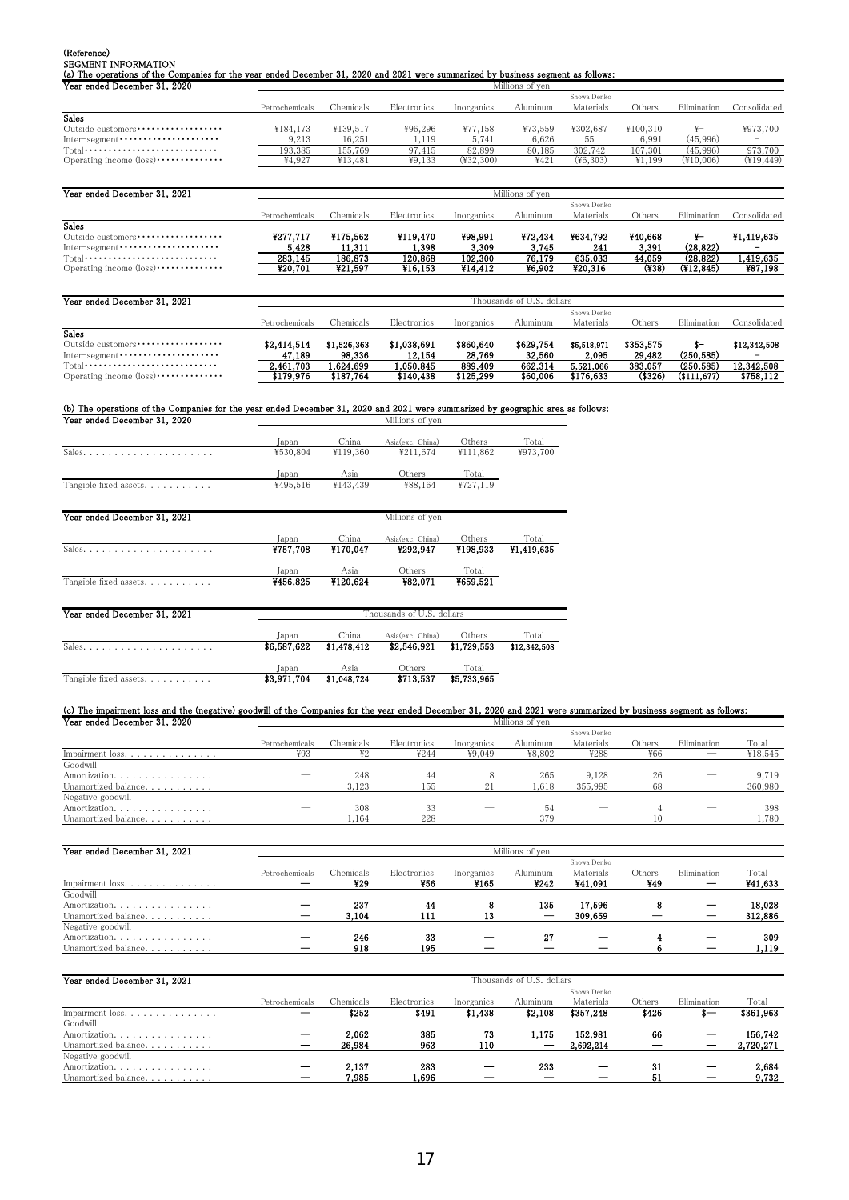(Reference)

SEGMENT INFORMATION

(a) The operations of the Companies for the year ended December 31, 2020 and 2021 were summarized by business segment as follows:

| Year ended December 31, 2020 | Millions of yen | | | | | | | | |
|---|---|---|---|---|---|---|---|---|---|
| | Petrochemicals | Chemicals | Electronics | Inorganics | Aluminum | Showa Denko Materials | Others | Elimination | Consolidated |
| Sales | | | | | | | | | |
| Outside customers | ¥184,173 | ¥139,517 | ¥96,296 | ¥77,158 | ¥73,559 | ¥302,687 | ¥100,310 | ¥– | ¥973,700 |
| Inter-segment | 9,213 | 16,251 | 1,119 | 5,741 | 6,626 | 55 | 6,991 | (45,996) | – |
| Total | 193,385 | 155,769 | 97,415 | 82,899 | 80,185 | 302,742 | 107,301 | (45,996) | 973,700 |
| Operating income (loss) | ¥4,927 | ¥13,481 | ¥9,133 | (¥32,300) | ¥421 | (¥6,303) | ¥1,199 | (¥10,006) | (¥19,449) |

| Year ended December 31, 2021 | Millions of yen | | | | | | | | |
|---|---|---|---|---|---|---|---|---|---|
| | Petrochemicals | Chemicals | Electronics | Inorganics | Aluminum | Showa Denko Materials | Others | Elimination | Consolidated |
| Sales | | | | | | | | | |
| Outside customers | ¥277,717 | ¥175,562 | ¥119,470 | ¥98,991 | ¥72,434 | ¥634,792 | ¥40,668 | ¥– | ¥1,419,635 |
| Inter-segment | 5,428 | 11,311 | 1,398 | 3,309 | 3,745 | 241 | 3,391 | (28,822) | – |
| Total | 283,145 | 186,873 | 120,868 | 102,300 | 76,179 | 635,033 | 44,059 | (28,822) | 1,419,635 |
| Operating income (loss) | ¥20,701 | ¥21,597 | ¥16,153 | ¥14,412 | ¥6,902 | ¥20,316 | (¥38) | (¥12,845) | ¥87,198 |

| Year ended December 31, 2021 | Thousands of U.S. dollars | | | | | | | | |
|---|---|---|---|---|---|---|---|---|---|
| | Petrochemicals | Chemicals | Electronics | Inorganics | Aluminum | Showa Denko Materials | Others | Elimination | Consolidated |
| Sales | | | | | | | | | |
| Outside customers | $2,414,514 | $1,526,363 | $1,038,691 | $860,640 | $629,754 | $5,518,971 | $353,575 | $– | $12,342,508 |
| Inter-segment | 47,189 | 98,336 | 12,154 | 28,769 | 32,560 | 2,095 | 29,482 | (250,585) | – |
| Total | 2,461,703 | 1,624,699 | 1,050,845 | 889,409 | 662,314 | 5,521,066 | 383,057 | (250,585) | 12,342,508 |
| Operating income (loss) | $179,976 | $187,764 | $140,438 | $125,299 | $60,006 | $176,633 | ($326) | ($111,677) | $758,112 |

(b) The operations of the Companies for the year ended December 31, 2020 and 2021 were summarized by geographic area as follows:

| Year ended December 31, 2020 | Millions of yen | | | | |
|---|---|---|---|---|---|
| | Japan | China | Asia(exc. China) | Others | Total |
| Sales | ¥530,804 | ¥119,360 | ¥211,674 | ¥111,862 | ¥973,700 |
| | Japan | Asia | Others | Total | |
| Tangible fixed assets | ¥495,516 | ¥143,439 | ¥88,164 | ¥727,119 | |

| Year ended December 31, 2021 | Millions of yen | | | | |
|---|---|---|---|---|---|
| | Japan | China | Asia(exc. China) | Others | Total |
| Sales | ¥757,708 | ¥170,047 | ¥292,947 | ¥198,933 | ¥1,419,635 |
| | Japan | Asia | Others | Total | |
| Tangible fixed assets | ¥456,825 | ¥120,624 | ¥82,071 | ¥659,521 | |

| Year ended December 31, 2021 | Thousands of U.S. dollars | | | | |
|---|---|---|---|---|---|
| | Japan | China | Asia(exc. China) | Others | Total |
| Sales | $6,587,622 | $1,478,412 | $2,546,921 | $1,729,553 | $12,342,508 |
| | Japan | Asia | Others | Total | |
| Tangible fixed assets | $3,971,704 | $1,048,724 | $713,537 | $5,733,965 | |

(c) The impairment loss and the (negative) goodwill of the Companies for the year ended December 31, 2020 and 2021 were summarized by business segment as follows:

| Year ended December 31, 2020 | Millions of yen | | | | | | | | |
|---|---|---|---|---|---|---|---|---|---|
| | Petrochemicals | Chemicals | Electronics | Inorganics | Aluminum | Showa Denko Materials | Others | Elimination | Total |
| Impairment loss | ¥93 | ¥2 | ¥244 | ¥9,049 | ¥8,802 | ¥288 | ¥66 | — | ¥18,545 |
| Goodwill | | | | | | | | | |
| Amortization | — | 248 | 44 | 8 | 265 | 9,128 | 26 | — | 9,719 |
| Unamortized balance | — | 3,123 | 155 | 21 | 1,618 | 355,995 | 68 | — | 360,980 |
| Negative goodwill | | | | | | | | | |
| Amortization | — | 308 | 33 | — | 54 | — | 4 | — | 398 |
| Unamortized balance | — | 1,164 | 228 | — | 379 | — | 10 | — | 1,780 |

| Year ended December 31, 2021 | Millions of yen | | | | | | | | |
|---|---|---|---|---|---|---|---|---|---|
| | Petrochemicals | Chemicals | Electronics | Inorganics | Aluminum | Showa Denko Materials | Others | Elimination | Total |
| Impairment loss | — | ¥29 | ¥56 | ¥165 | ¥242 | ¥41,091 | ¥49 | — | ¥41,633 |
| Goodwill | | | | | | | | | |
| Amortization | — | 237 | 44 | 8 | 135 | 17,596 | 8 | — | 18,028 |
| Unamortized balance | — | 3,104 | 111 | 13 | — | 309,659 | — | — | 312,886 |
| Negative goodwill | | | | | | | | | |
| Amortization | — | 246 | 33 | — | 27 | — | 4 | — | 309 |
| Unamortized balance | — | 918 | 195 | — | — | — | 6 | — | 1,119 |

| Year ended December 31, 2021 | Thousands of U.S. dollars | | | | | | | | |
|---|---|---|---|---|---|---|---|---|---|
| | Petrochemicals | Chemicals | Electronics | Inorganics | Aluminum | Showa Denko Materials | Others | Elimination | Total |
| Impairment loss | — | $252 | $491 | $1,438 | $2,108 | $357,248 | $426 | $— | $361,963 |
| Goodwill | | | | | | | | | |
| Amortization | — | 2,062 | 385 | 73 | 1,175 | 152,981 | 66 | — | 156,742 |
| Unamortized balance | — | 26,984 | 963 | 110 | — | 2,692,214 | — | — | 2,720,271 |
| Negative goodwill | | | | | | | | | |
| Amortization | — | 2,137 | 283 | — | 233 | — | 31 | — | 2,684 |
| Unamortized balance | — | 7,985 | 1,696 | — | — | — | 51 | — | 9,732 |